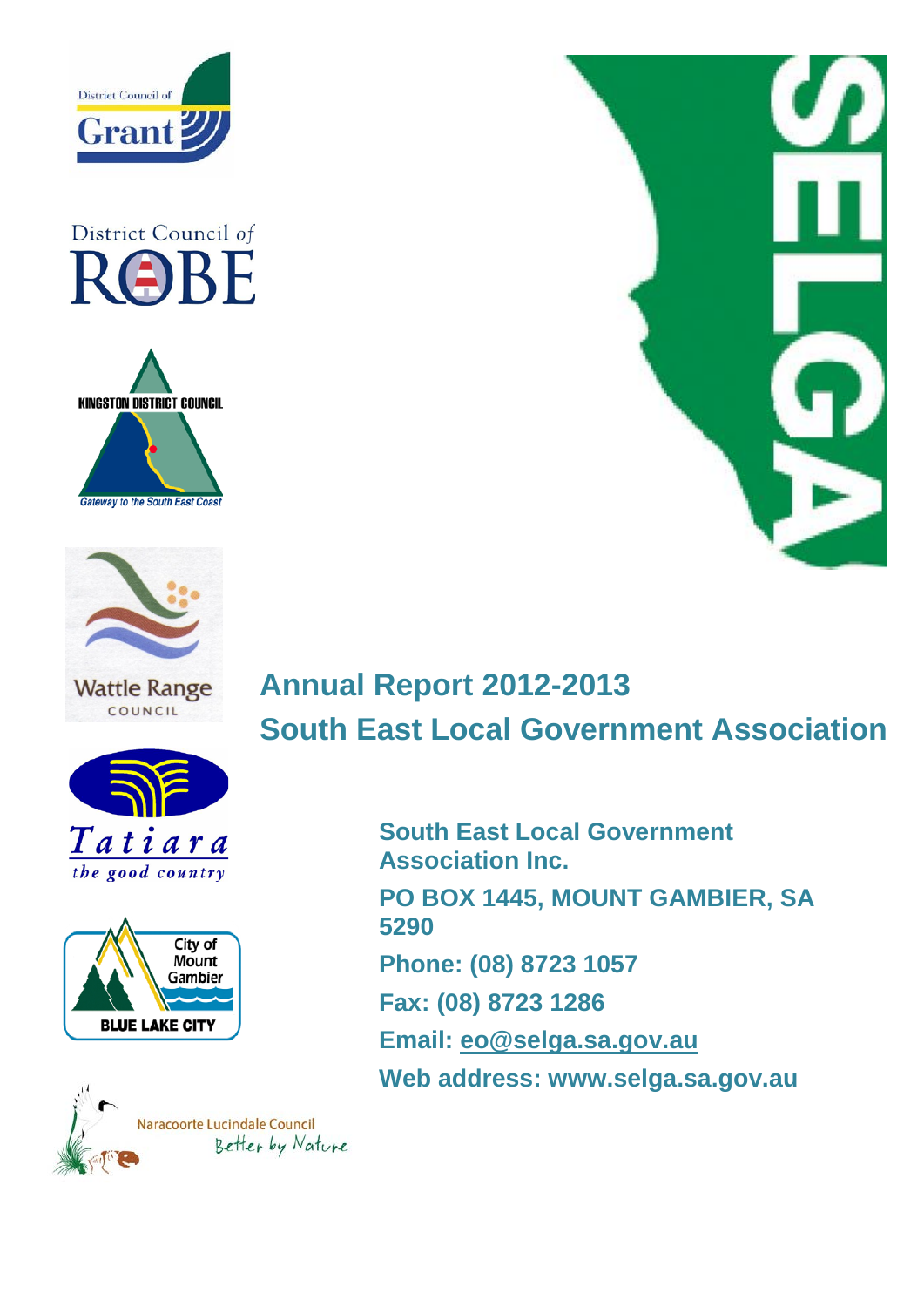# Annual Report 2012-2013

# South East Local Government Association

**South East Local Government Association Inc.**

**PO BOX 1445, MOUNT GAMBIER, SA 5290**

**Phone: (08) 8723 1057**

**Fax: (08) 8723 1286**

**Email: eo@selga.sa.gov.au**

**Web address: www.selga.sa.gov.au**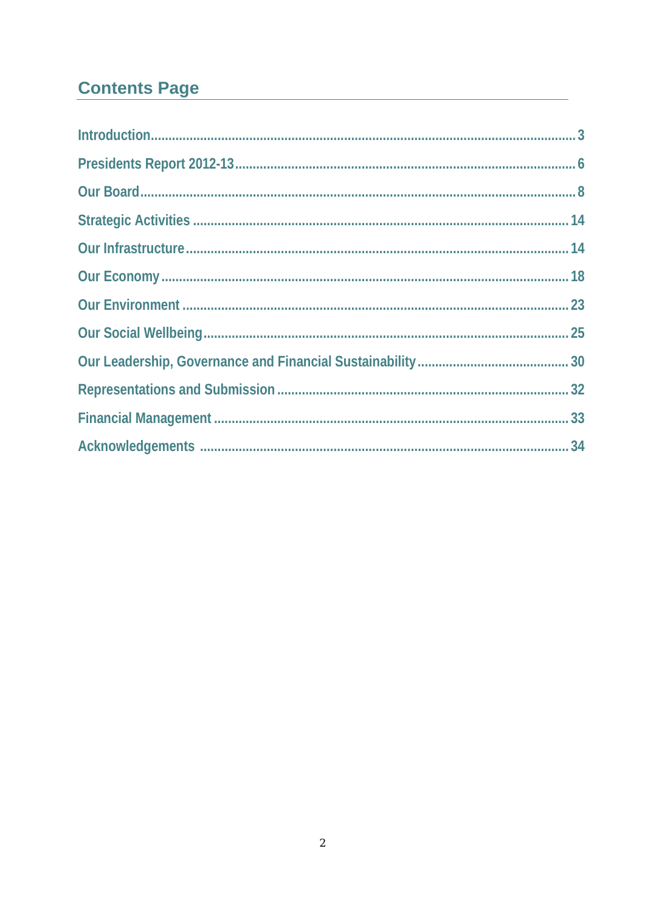## Contents Page

- Introduction ... 3
- Presidents Report 2012-13 ... 6
- Our Board ... 8
- Strategic Activities ... 14
- Our Infrastructure ... 14
- Our Economy ... 18
- Our Environment ... 23
- Our Social Wellbeing ... 25
- Our Leadership, Governance and Financial Sustainability ... 30
- Representations and Submission ... 32
- Financial Management ... 33
- Acknowledgements ... 34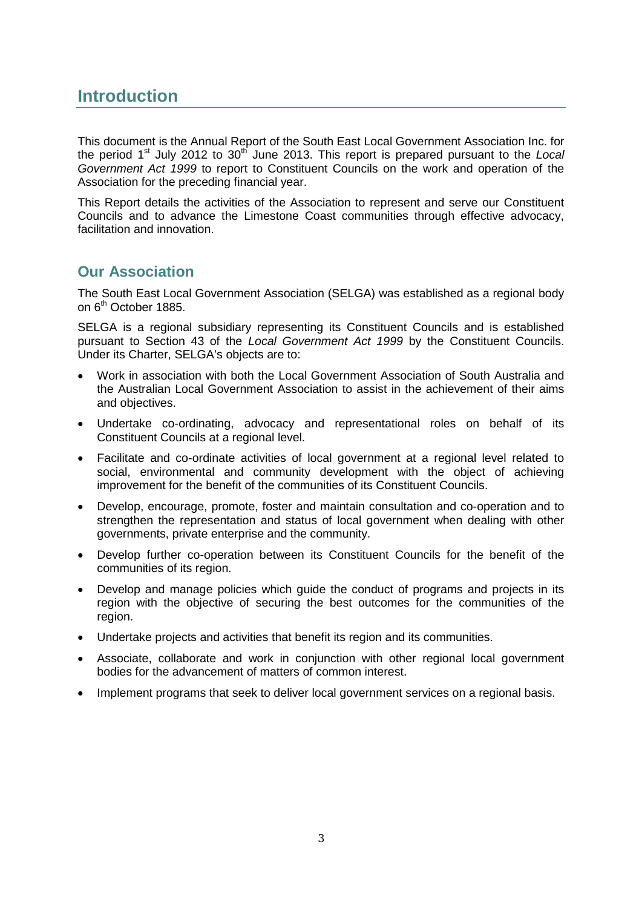# Introduction

This document is the Annual Report of the South East Local Government Association Inc. for the period 1st July 2012 to 30th June 2013. This report is prepared pursuant to the *Local Government Act 1999* to report to Constituent Councils on the work and operation of the Association for the preceding financial year.

This Report details the activities of the Association to represent and serve our Constituent Councils and to advance the Limestone Coast communities through effective advocacy, facilitation and innovation.

## Our Association

The South East Local Government Association (SELGA) was established as a regional body on 6th October 1885.

SELGA is a regional subsidiary representing its Constituent Councils and is established pursuant to Section 43 of the *Local Government Act 1999* by the Constituent Councils. Under its Charter, SELGA's objects are to:

- Work in association with both the Local Government Association of South Australia and the Australian Local Government Association to assist in the achievement of their aims and objectives.
- Undertake co-ordinating, advocacy and representational roles on behalf of its Constituent Councils at a regional level.
- Facilitate and co-ordinate activities of local government at a regional level related to social, environmental and community development with the object of achieving improvement for the benefit of the communities of its Constituent Councils.
- Develop, encourage, promote, foster and maintain consultation and co-operation and to strengthen the representation and status of local government when dealing with other governments, private enterprise and the community.
- Develop further co-operation between its Constituent Councils for the benefit of the communities of its region.
- Develop and manage policies which guide the conduct of programs and projects in its region with the objective of securing the best outcomes for the communities of the region.
- Undertake projects and activities that benefit its region and its communities.
- Associate, collaborate and work in conjunction with other regional local government bodies for the advancement of matters of common interest.
- Implement programs that seek to deliver local government services on a regional basis.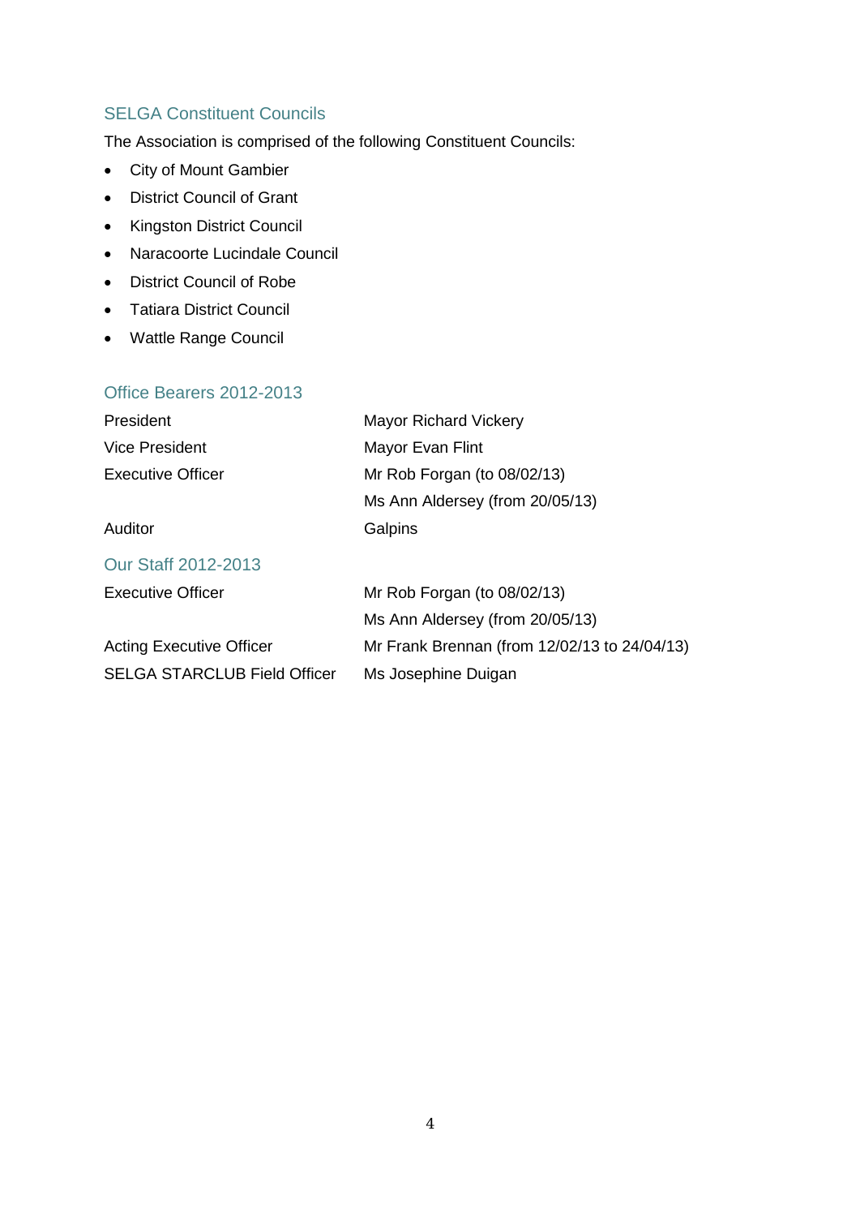## SELGA Constituent Councils

The Association is comprised of the following Constituent Councils:

- City of Mount Gambier
- District Council of Grant
- Kingston District Council
- Naracoorte Lucindale Council
- District Council of Robe
- Tatiara District Council
- Wattle Range Council

## Office Bearers 2012-2013

| | |
|---|---|
| President | Mayor Richard Vickery |
| Vice President | Mayor Evan Flint |
| Executive Officer | Mr Rob Forgan (to 08/02/13) |
| | Ms Ann Aldersey (from 20/05/13) |
| Auditor | Galpins |

## Our Staff 2012-2013

| | |
|---|---|
| Executive Officer | Mr Rob Forgan (to 08/02/13) |
| | Ms Ann Aldersey (from 20/05/13) |
| Acting Executive Officer | Mr Frank Brennan (from 12/02/13 to 24/04/13) |
| SELGA STARCLUB Field Officer | Ms Josephine Duigan |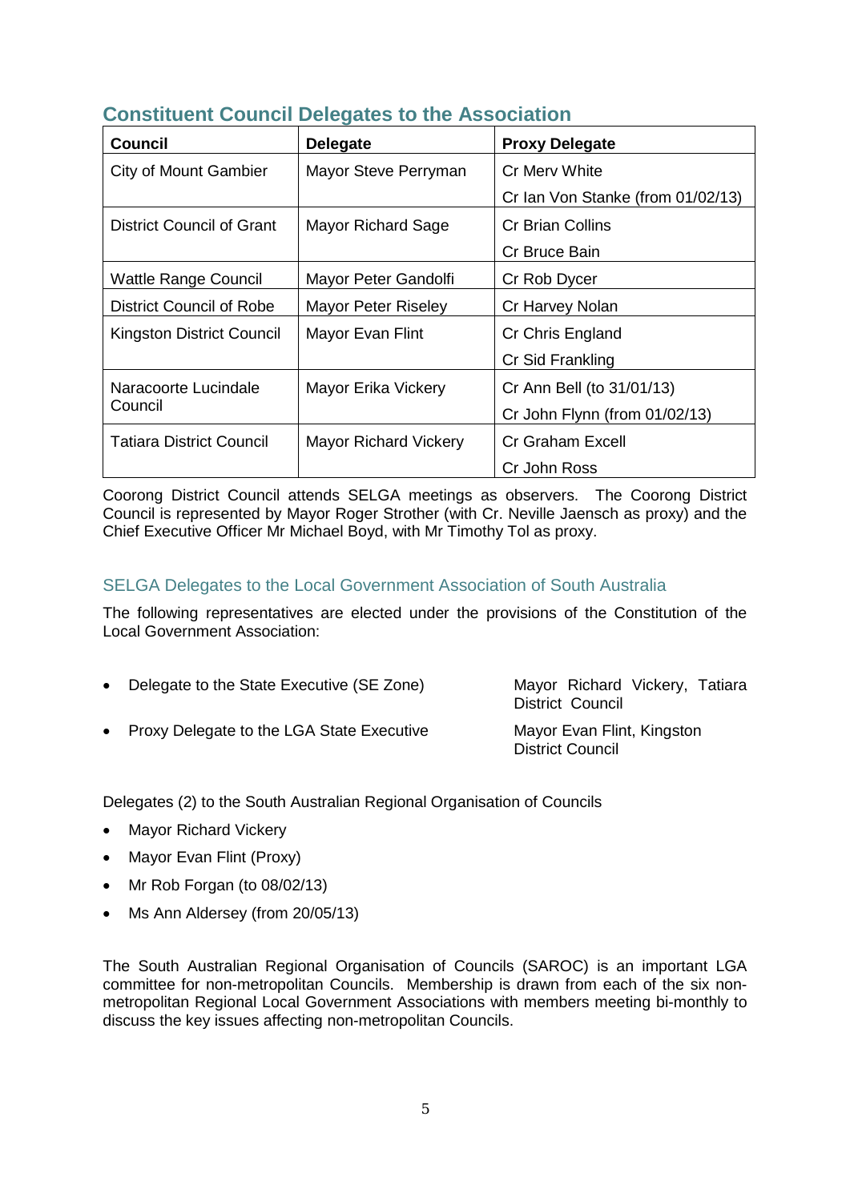## Constituent Council Delegates to the Association

| Council | Delegate | Proxy Delegate |
|---|---|---|
| City of Mount Gambier | Mayor Steve Perryman | Cr Merv White |
| | | Cr Ian Von Stanke (from 01/02/13) |
| District Council of Grant | Mayor Richard Sage | Cr Brian Collins |
| | | Cr Bruce Bain |
| Wattle Range Council | Mayor Peter Gandolfi | Cr Rob Dycer |
| District Council of Robe | Mayor Peter Riseley | Cr Harvey Nolan |
| Kingston District Council | Mayor Evan Flint | Cr Chris England |
| | | Cr Sid Frankling |
| Naracoorte Lucindale Council | Mayor Erika Vickery | Cr Ann Bell (to 31/01/13) |
| | | Cr John Flynn (from 01/02/13) |
| Tatiara District Council | Mayor Richard Vickery | Cr Graham Excell |
| | | Cr John Ross |

Coorong District Council attends SELGA meetings as observers. The Coorong District Council is represented by Mayor Roger Strother (with Cr. Neville Jaensch as proxy) and the Chief Executive Officer Mr Michael Boyd, with Mr Timothy Tol as proxy.

### SELGA Delegates to the Local Government Association of South Australia

The following representatives are elected under the provisions of the Constitution of the Local Government Association:

- Delegate to the State Executive (SE Zone) — Mayor Richard Vickery, Tatiara District Council
- Proxy Delegate to the LGA State Executive — Mayor Evan Flint, Kingston District Council

Delegates (2) to the South Australian Regional Organisation of Councils

- Mayor Richard Vickery
- Mayor Evan Flint (Proxy)
- Mr Rob Forgan (to 08/02/13)
- Ms Ann Aldersey (from 20/05/13)

The South Australian Regional Organisation of Councils (SAROC) is an important LGA committee for non-metropolitan Councils. Membership is drawn from each of the six non-metropolitan Regional Local Government Associations with members meeting bi-monthly to discuss the key issues affecting non-metropolitan Councils.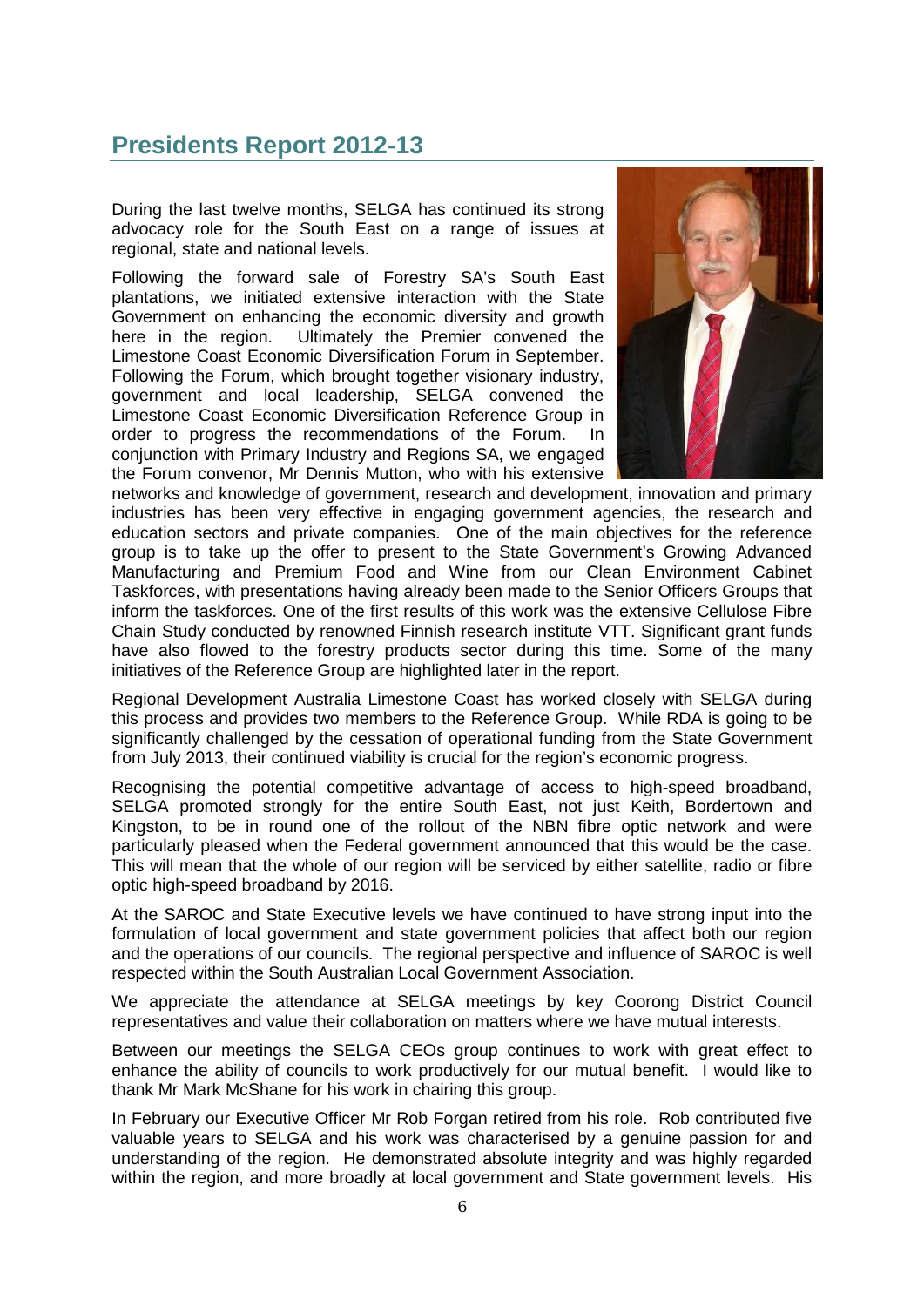## Presidents Report 2012-13

During the last twelve months, SELGA has continued its strong advocacy role for the South East on a range of issues at regional, state and national levels.

Following the forward sale of Forestry SA's South East plantations, we initiated extensive interaction with the State Government on enhancing the economic diversity and growth here in the region. Ultimately the Premier convened the Limestone Coast Economic Diversification Forum in September. Following the Forum, which brought together visionary industry, government and local leadership, SELGA convened the Limestone Coast Economic Diversification Reference Group in order to progress the recommendations of the Forum. In conjunction with Primary Industry and Regions SA, we engaged the Forum convenor, Mr Dennis Mutton, who with his extensive networks and knowledge of government, research and development, innovation and primary industries has been very effective in engaging government agencies, the research and education sectors and private companies. One of the main objectives for the reference group is to take up the offer to present to the State Government's Growing Advanced Manufacturing and Premium Food and Wine from our Clean Environment Cabinet Taskforces, with presentations having already been made to the Senior Officers Groups that inform the taskforces. One of the first results of this work was the extensive Cellulose Fibre Chain Study conducted by renowned Finnish research institute VTT. Significant grant funds have also flowed to the forestry products sector during this time. Some of the many initiatives of the Reference Group are highlighted later in the report.

Regional Development Australia Limestone Coast has worked closely with SELGA during this process and provides two members to the Reference Group. While RDA is going to be significantly challenged by the cessation of operational funding from the State Government from July 2013, their continued viability is crucial for the region's economic progress.

Recognising the potential competitive advantage of access to high-speed broadband, SELGA promoted strongly for the entire South East, not just Keith, Bordertown and Kingston, to be in round one of the rollout of the NBN fibre optic network and were particularly pleased when the Federal government announced that this would be the case. This will mean that the whole of our region will be serviced by either satellite, radio or fibre optic high-speed broadband by 2016.

At the SAROC and State Executive levels we have continued to have strong input into the formulation of local government and state government policies that affect both our region and the operations of our councils. The regional perspective and influence of SAROC is well respected within the South Australian Local Government Association.

We appreciate the attendance at SELGA meetings by key Coorong District Council representatives and value their collaboration on matters where we have mutual interests.

Between our meetings the SELGA CEOs group continues to work with great effect to enhance the ability of councils to work productively for our mutual benefit. I would like to thank Mr Mark McShane for his work in chairing this group.

In February our Executive Officer Mr Rob Forgan retired from his role. Rob contributed five valuable years to SELGA and his work was characterised by a genuine passion for and understanding of the region. He demonstrated absolute integrity and was highly regarded within the region, and more broadly at local government and State government levels. His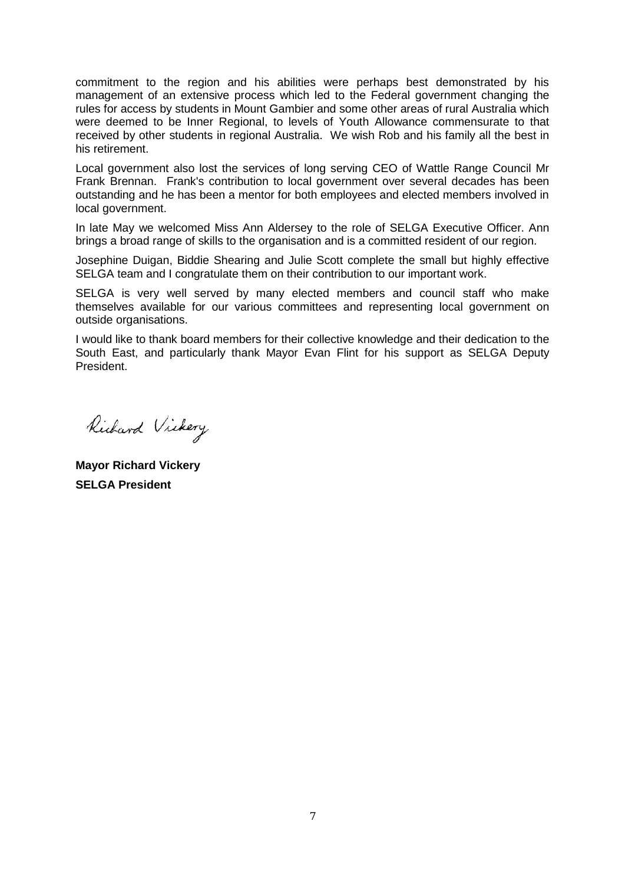commitment to the region and his abilities were perhaps best demonstrated by his management of an extensive process which led to the Federal government changing the rules for access by students in Mount Gambier and some other areas of rural Australia which were deemed to be Inner Regional, to levels of Youth Allowance commensurate to that received by other students in regional Australia. We wish Rob and his family all the best in his retirement.

Local government also lost the services of long serving CEO of Wattle Range Council Mr Frank Brennan. Frank's contribution to local government over several decades has been outstanding and he has been a mentor for both employees and elected members involved in local government.

In late May we welcomed Miss Ann Aldersey to the role of SELGA Executive Officer. Ann brings a broad range of skills to the organisation and is a committed resident of our region.

Josephine Duigan, Biddie Shearing and Julie Scott complete the small but highly effective SELGA team and I congratulate them on their contribution to our important work.

SELGA is very well served by many elected members and council staff who make themselves available for our various committees and representing local government on outside organisations.

I would like to thank board members for their collective knowledge and their dedication to the South East, and particularly thank Mayor Evan Flint for his support as SELGA Deputy President.

Richard Vickery

**Mayor Richard Vickery**
**SELGA President**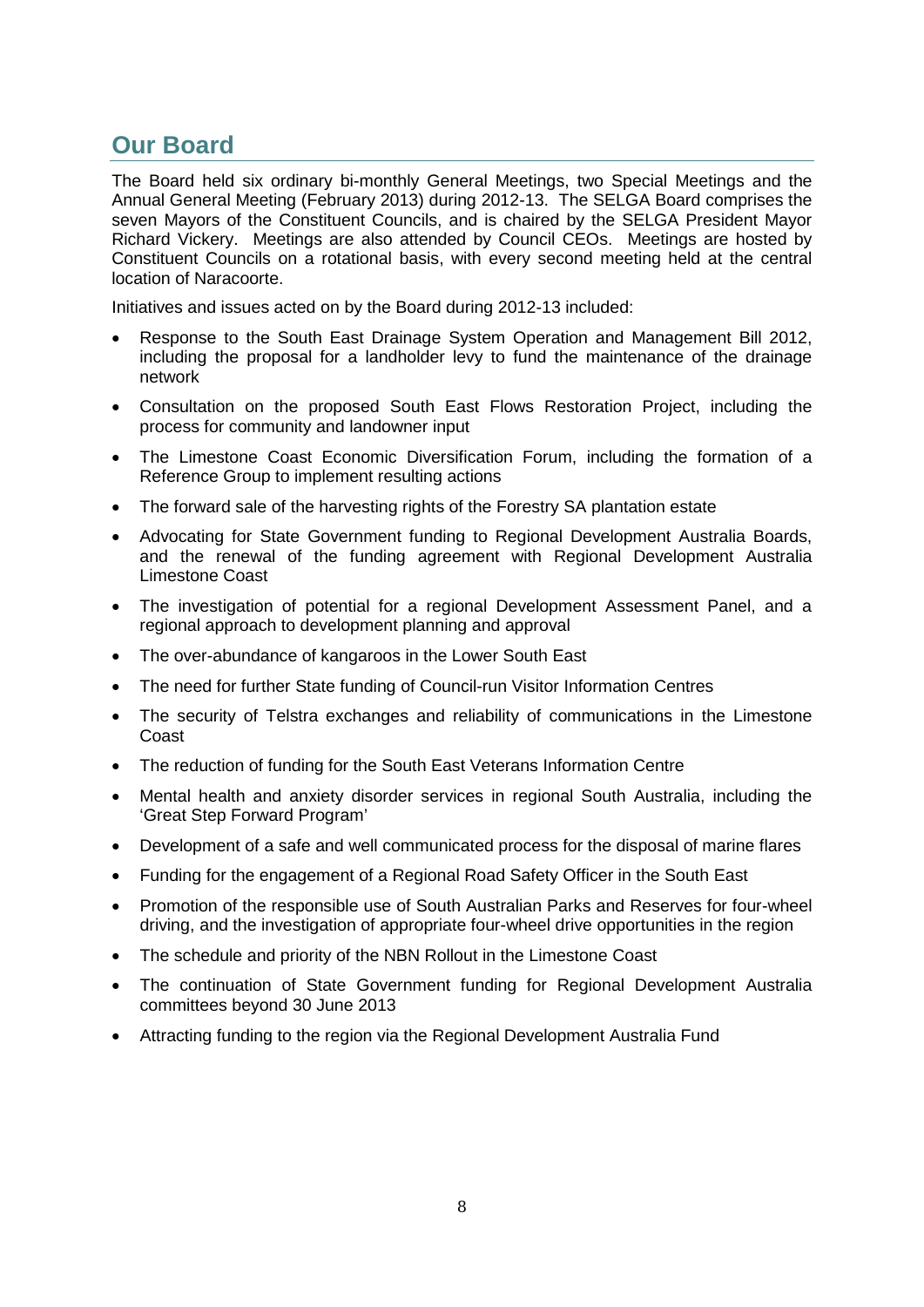## Our Board

The Board held six ordinary bi-monthly General Meetings, two Special Meetings and the Annual General Meeting (February 2013) during 2012-13. The SELGA Board comprises the seven Mayors of the Constituent Councils, and is chaired by the SELGA President Mayor Richard Vickery. Meetings are also attended by Council CEOs. Meetings are hosted by Constituent Councils on a rotational basis, with every second meeting held at the central location of Naracoorte.

Initiatives and issues acted on by the Board during 2012-13 included:

- Response to the South East Drainage System Operation and Management Bill 2012, including the proposal for a landholder levy to fund the maintenance of the drainage network
- Consultation on the proposed South East Flows Restoration Project, including the process for community and landowner input
- The Limestone Coast Economic Diversification Forum, including the formation of a Reference Group to implement resulting actions
- The forward sale of the harvesting rights of the Forestry SA plantation estate
- Advocating for State Government funding to Regional Development Australia Boards, and the renewal of the funding agreement with Regional Development Australia Limestone Coast
- The investigation of potential for a regional Development Assessment Panel, and a regional approach to development planning and approval
- The over-abundance of kangaroos in the Lower South East
- The need for further State funding of Council-run Visitor Information Centres
- The security of Telstra exchanges and reliability of communications in the Limestone Coast
- The reduction of funding for the South East Veterans Information Centre
- Mental health and anxiety disorder services in regional South Australia, including the 'Great Step Forward Program'
- Development of a safe and well communicated process for the disposal of marine flares
- Funding for the engagement of a Regional Road Safety Officer in the South East
- Promotion of the responsible use of South Australian Parks and Reserves for four-wheel driving, and the investigation of appropriate four-wheel drive opportunities in the region
- The schedule and priority of the NBN Rollout in the Limestone Coast
- The continuation of State Government funding for Regional Development Australia committees beyond 30 June 2013
- Attracting funding to the region via the Regional Development Australia Fund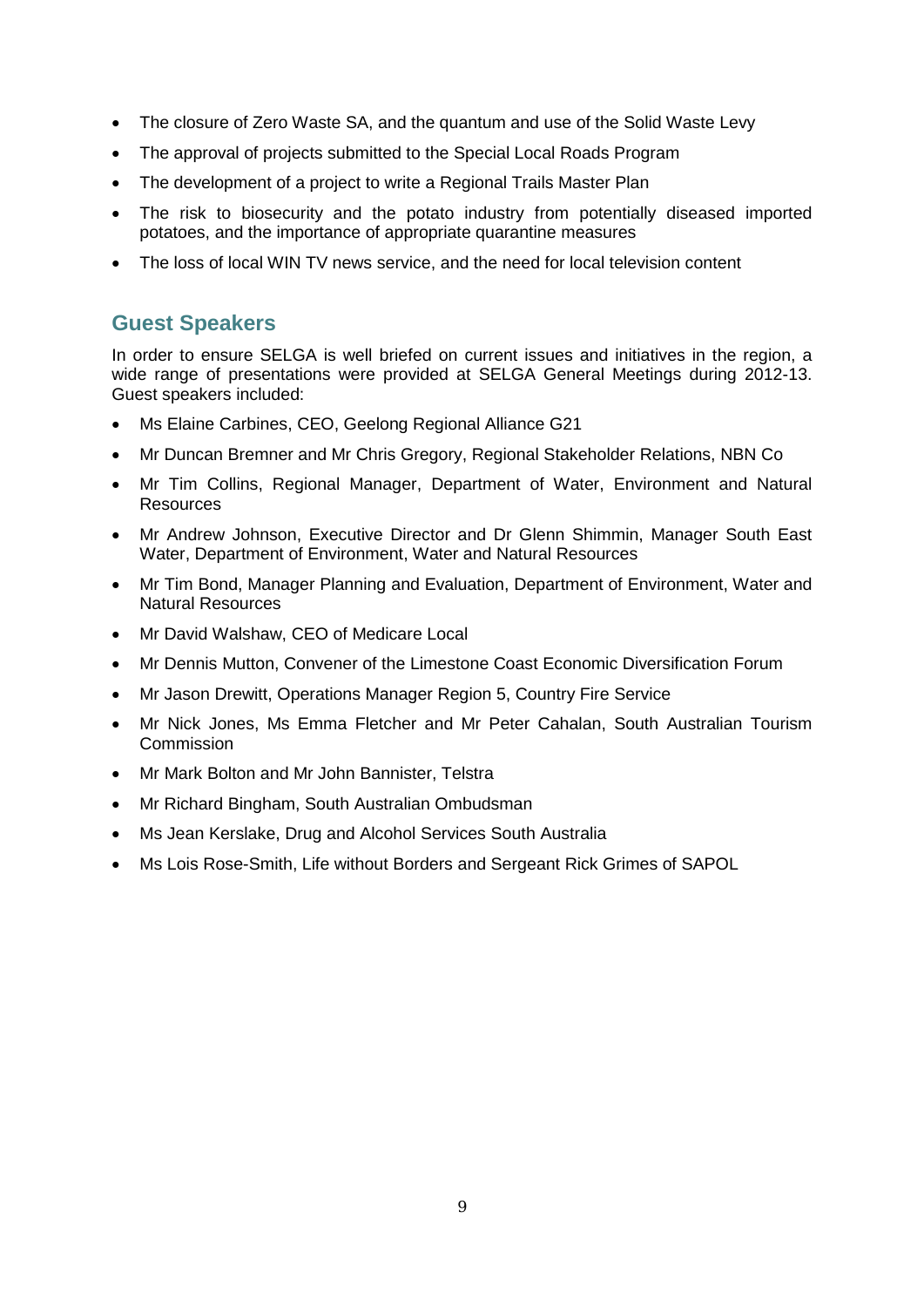- The closure of Zero Waste SA, and the quantum and use of the Solid Waste Levy
- The approval of projects submitted to the Special Local Roads Program
- The development of a project to write a Regional Trails Master Plan
- The risk to biosecurity and the potato industry from potentially diseased imported potatoes, and the importance of appropriate quarantine measures
- The loss of local WIN TV news service, and the need for local television content

## Guest Speakers

In order to ensure SELGA is well briefed on current issues and initiatives in the region, a wide range of presentations were provided at SELGA General Meetings during 2012-13. Guest speakers included:

- Ms Elaine Carbines, CEO, Geelong Regional Alliance G21
- Mr Duncan Bremner and Mr Chris Gregory, Regional Stakeholder Relations, NBN Co
- Mr Tim Collins, Regional Manager, Department of Water, Environment and Natural Resources
- Mr Andrew Johnson, Executive Director and Dr Glenn Shimmin, Manager South East Water, Department of Environment, Water and Natural Resources
- Mr Tim Bond, Manager Planning and Evaluation, Department of Environment, Water and Natural Resources
- Mr David Walshaw, CEO of Medicare Local
- Mr Dennis Mutton, Convener of the Limestone Coast Economic Diversification Forum
- Mr Jason Drewitt, Operations Manager Region 5, Country Fire Service
- Mr Nick Jones, Ms Emma Fletcher and Mr Peter Cahalan, South Australian Tourism Commission
- Mr Mark Bolton and Mr John Bannister, Telstra
- Mr Richard Bingham, South Australian Ombudsman
- Ms Jean Kerslake, Drug and Alcohol Services South Australia
- Ms Lois Rose-Smith, Life without Borders and Sergeant Rick Grimes of SAPOL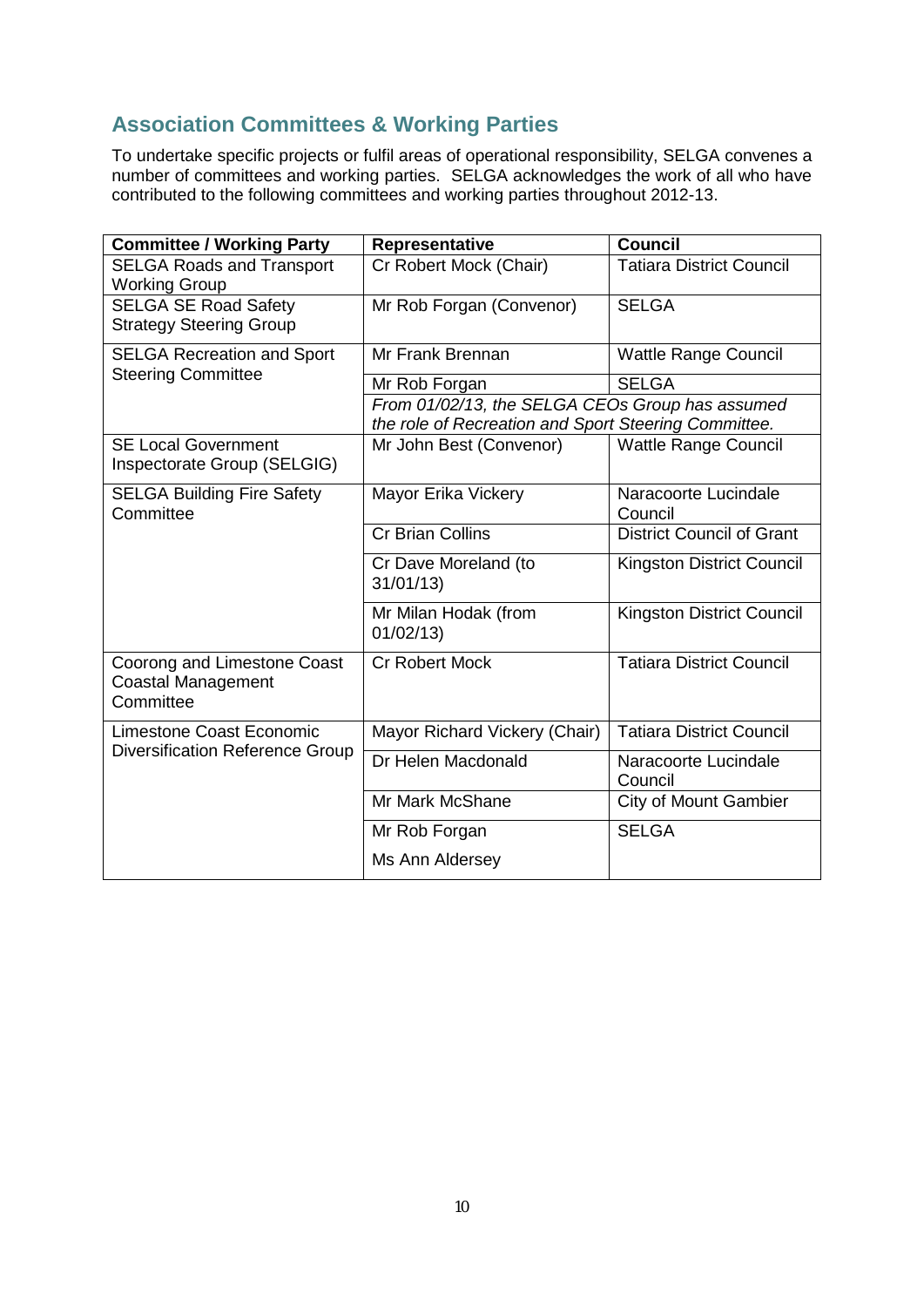## Association Committees & Working Parties

To undertake specific projects or fulfil areas of operational responsibility, SELGA convenes a number of committees and working parties. SELGA acknowledges the work of all who have contributed to the following committees and working parties throughout 2012-13.

| Committee / Working Party | Representative | Council |
|---|---|---|
| SELGA Roads and Transport Working Group | Cr Robert Mock (Chair) | Tatiara District Council |
| SELGA SE Road Safety Strategy Steering Group | Mr Rob Forgan (Convenor) | SELGA |
| SELGA Recreation and Sport Steering Committee | Mr Frank Brennan | Wattle Range Council |
| | Mr Rob Forgan | SELGA |
| | *From 01/02/13, the SELGA CEOs Group has assumed the role of Recreation and Sport Steering Committee.* | |
| SE Local Government Inspectorate Group (SELGIG) | Mr John Best (Convenor) | Wattle Range Council |
| SELGA Building Fire Safety Committee | Mayor Erika Vickery | Naracoorte Lucindale Council |
| | Cr Brian Collins | District Council of Grant |
| | Cr Dave Moreland (to 31/01/13) | Kingston District Council |
| | Mr Milan Hodak (from 01/02/13) | Kingston District Council |
| Coorong and Limestone Coast Coastal Management Committee | Cr Robert Mock | Tatiara District Council |
| Limestone Coast Economic Diversification Reference Group | Mayor Richard Vickery (Chair) | Tatiara District Council |
| | Dr Helen Macdonald | Naracoorte Lucindale Council |
| | Mr Mark McShane | City of Mount Gambier |
| | Mr Rob Forgan<br>Ms Ann Aldersey | SELGA |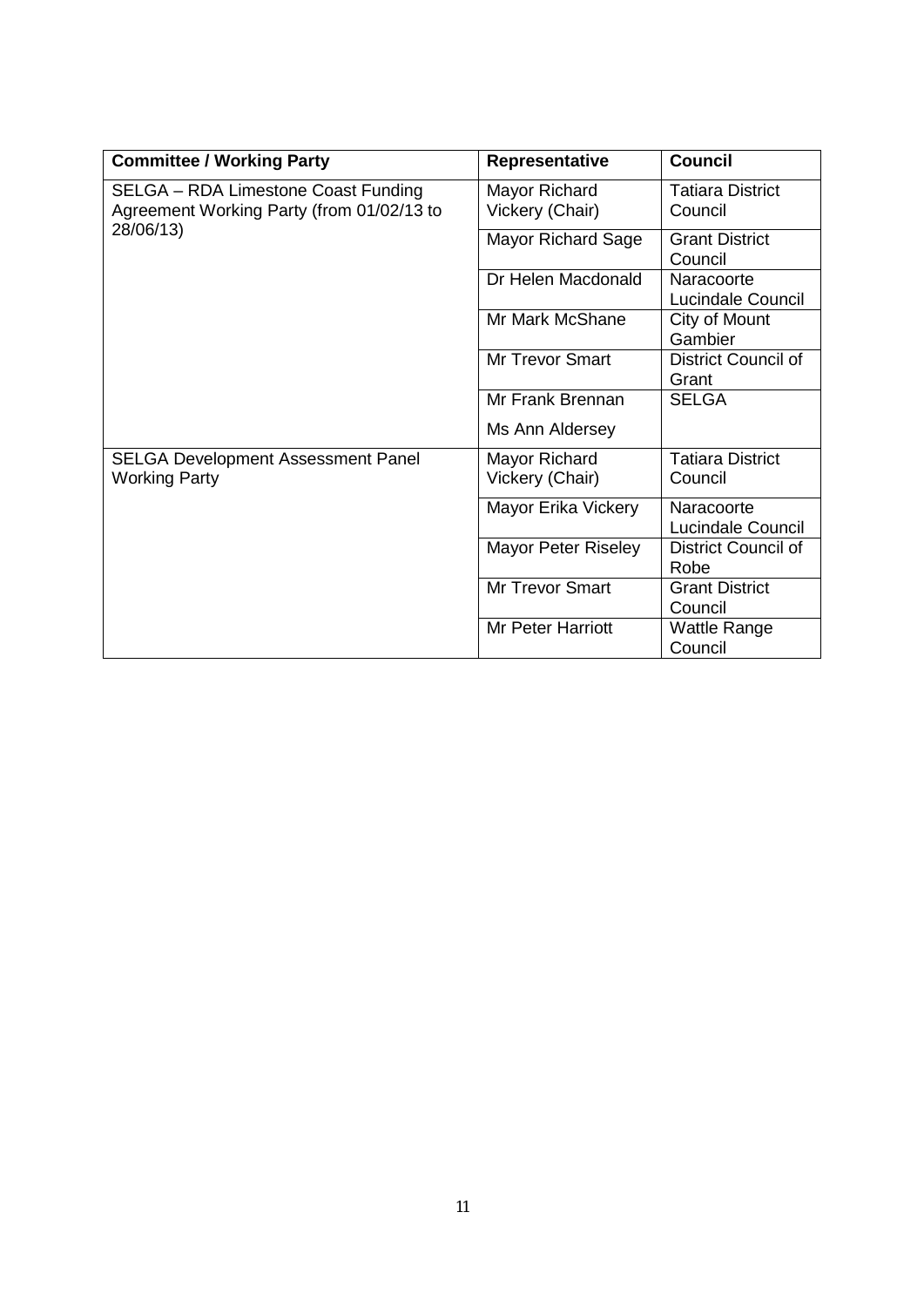| Committee / Working Party | Representative | Council |
|---|---|---|
| SELGA – RDA Limestone Coast Funding Agreement Working Party (from 01/02/13 to 28/06/13) | Mayor Richard Vickery (Chair) | Tatiara District Council |
| | Mayor Richard Sage | Grant District Council |
| | Dr Helen Macdonald | Naracoorte Lucindale Council |
| | Mr Mark McShane | City of Mount Gambier |
| | Mr Trevor Smart | District Council of Grant |
| | Mr Frank Brennan<br>Ms Ann Aldersey | SELGA |
| SELGA Development Assessment Panel Working Party | Mayor Richard Vickery (Chair) | Tatiara District Council |
| | Mayor Erika Vickery | Naracoorte Lucindale Council |
| | Mayor Peter Riseley | District Council of Robe |
| | Mr Trevor Smart | Grant District Council |
| | Mr Peter Harriott | Wattle Range Council |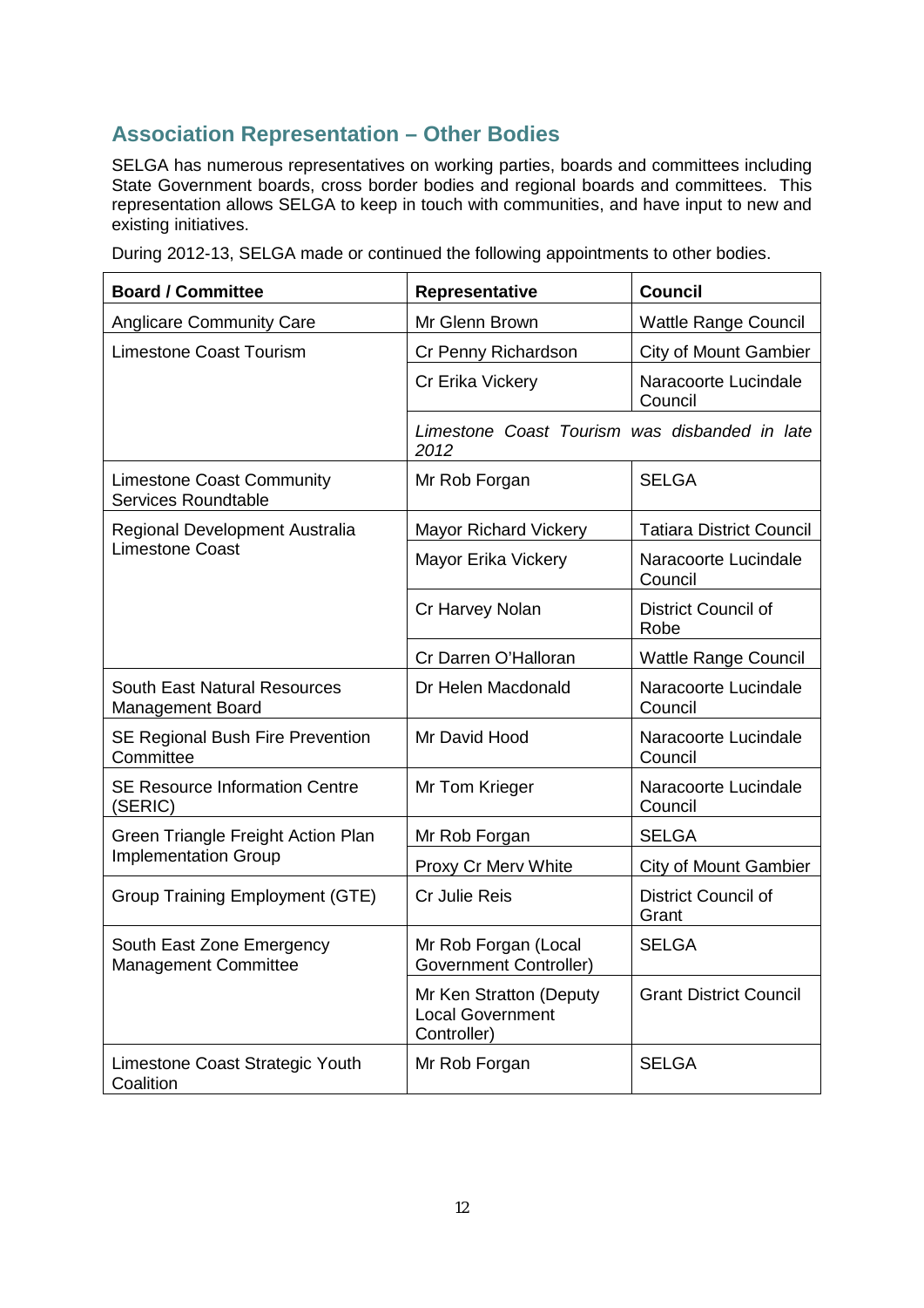## Association Representation – Other Bodies

SELGA has numerous representatives on working parties, boards and committees including State Government boards, cross border bodies and regional boards and committees. This representation allows SELGA to keep in touch with communities, and have input to new and existing initiatives.

During 2012-13, SELGA made or continued the following appointments to other bodies.

| Board / Committee | Representative | Council |
|---|---|---|
| Anglicare Community Care | Mr Glenn Brown | Wattle Range Council |
| Limestone Coast Tourism | Cr Penny Richardson | City of Mount Gambier |
| | Cr Erika Vickery | Naracoorte Lucindale Council |
| | *Limestone Coast Tourism was disbanded in late 2012* | |
| Limestone Coast Community Services Roundtable | Mr Rob Forgan | SELGA |
| Regional Development Australia Limestone Coast | Mayor Richard Vickery | Tatiara District Council |
| | Mayor Erika Vickery | Naracoorte Lucindale Council |
| | Cr Harvey Nolan | District Council of Robe |
| | Cr Darren O'Halloran | Wattle Range Council |
| South East Natural Resources Management Board | Dr Helen Macdonald | Naracoorte Lucindale Council |
| SE Regional Bush Fire Prevention Committee | Mr David Hood | Naracoorte Lucindale Council |
| SE Resource Information Centre (SERIC) | Mr Tom Krieger | Naracoorte Lucindale Council |
| Green Triangle Freight Action Plan Implementation Group | Mr Rob Forgan | SELGA |
| | Proxy Cr Merv White | City of Mount Gambier |
| Group Training Employment (GTE) | Cr Julie Reis | District Council of Grant |
| South East Zone Emergency Management Committee | Mr Rob Forgan (Local Government Controller) | SELGA |
| | Mr Ken Stratton (Deputy Local Government Controller) | Grant District Council |
| Limestone Coast Strategic Youth Coalition | Mr Rob Forgan | SELGA |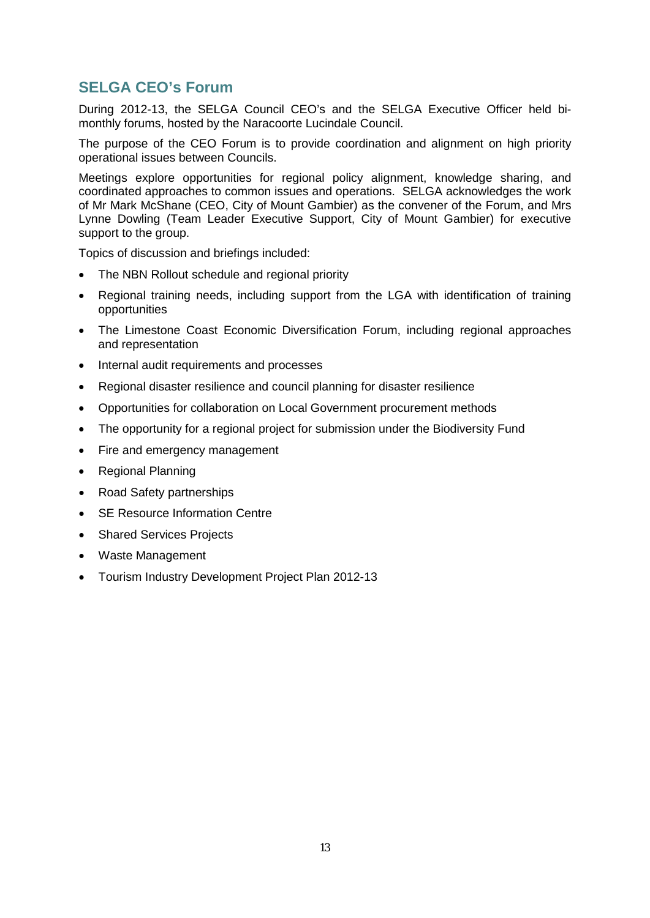## SELGA CEO's Forum

During 2012-13, the SELGA Council CEO's and the SELGA Executive Officer held bi-monthly forums, hosted by the Naracoorte Lucindale Council.

The purpose of the CEO Forum is to provide coordination and alignment on high priority operational issues between Councils.

Meetings explore opportunities for regional policy alignment, knowledge sharing, and coordinated approaches to common issues and operations. SELGA acknowledges the work of Mr Mark McShane (CEO, City of Mount Gambier) as the convener of the Forum, and Mrs Lynne Dowling (Team Leader Executive Support, City of Mount Gambier) for executive support to the group.

Topics of discussion and briefings included:

- The NBN Rollout schedule and regional priority
- Regional training needs, including support from the LGA with identification of training opportunities
- The Limestone Coast Economic Diversification Forum, including regional approaches and representation
- Internal audit requirements and processes
- Regional disaster resilience and council planning for disaster resilience
- Opportunities for collaboration on Local Government procurement methods
- The opportunity for a regional project for submission under the Biodiversity Fund
- Fire and emergency management
- Regional Planning
- Road Safety partnerships
- SE Resource Information Centre
- Shared Services Projects
- Waste Management
- Tourism Industry Development Project Plan 2012-13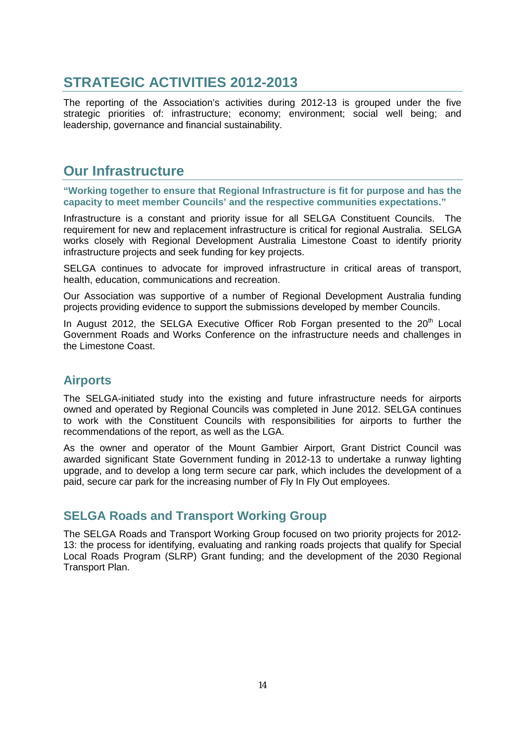# STRATEGIC ACTIVITIES 2012-2013

The reporting of the Association's activities during 2012-13 is grouped under the five strategic priorities of: infrastructure; economy; environment; social well being; and leadership, governance and financial sustainability.

# Our Infrastructure

**"Working together to ensure that Regional Infrastructure is fit for purpose and has the capacity to meet member Councils' and the respective communities expectations."**

Infrastructure is a constant and priority issue for all SELGA Constituent Councils. The requirement for new and replacement infrastructure is critical for regional Australia. SELGA works closely with Regional Development Australia Limestone Coast to identify priority infrastructure projects and seek funding for key projects.

SELGA continues to advocate for improved infrastructure in critical areas of transport, health, education, communications and recreation.

Our Association was supportive of a number of Regional Development Australia funding projects providing evidence to support the submissions developed by member Councils.

In August 2012, the SELGA Executive Officer Rob Forgan presented to the 20th Local Government Roads and Works Conference on the infrastructure needs and challenges in the Limestone Coast.

## Airports

The SELGA-initiated study into the existing and future infrastructure needs for airports owned and operated by Regional Councils was completed in June 2012. SELGA continues to work with the Constituent Councils with responsibilities for airports to further the recommendations of the report, as well as the LGA.

As the owner and operator of the Mount Gambier Airport, Grant District Council was awarded significant State Government funding in 2012-13 to undertake a runway lighting upgrade, and to develop a long term secure car park, which includes the development of a paid, secure car park for the increasing number of Fly In Fly Out employees.

## SELGA Roads and Transport Working Group

The SELGA Roads and Transport Working Group focused on two priority projects for 2012-13: the process for identifying, evaluating and ranking roads projects that qualify for Special Local Roads Program (SLRP) Grant funding; and the development of the 2030 Regional Transport Plan.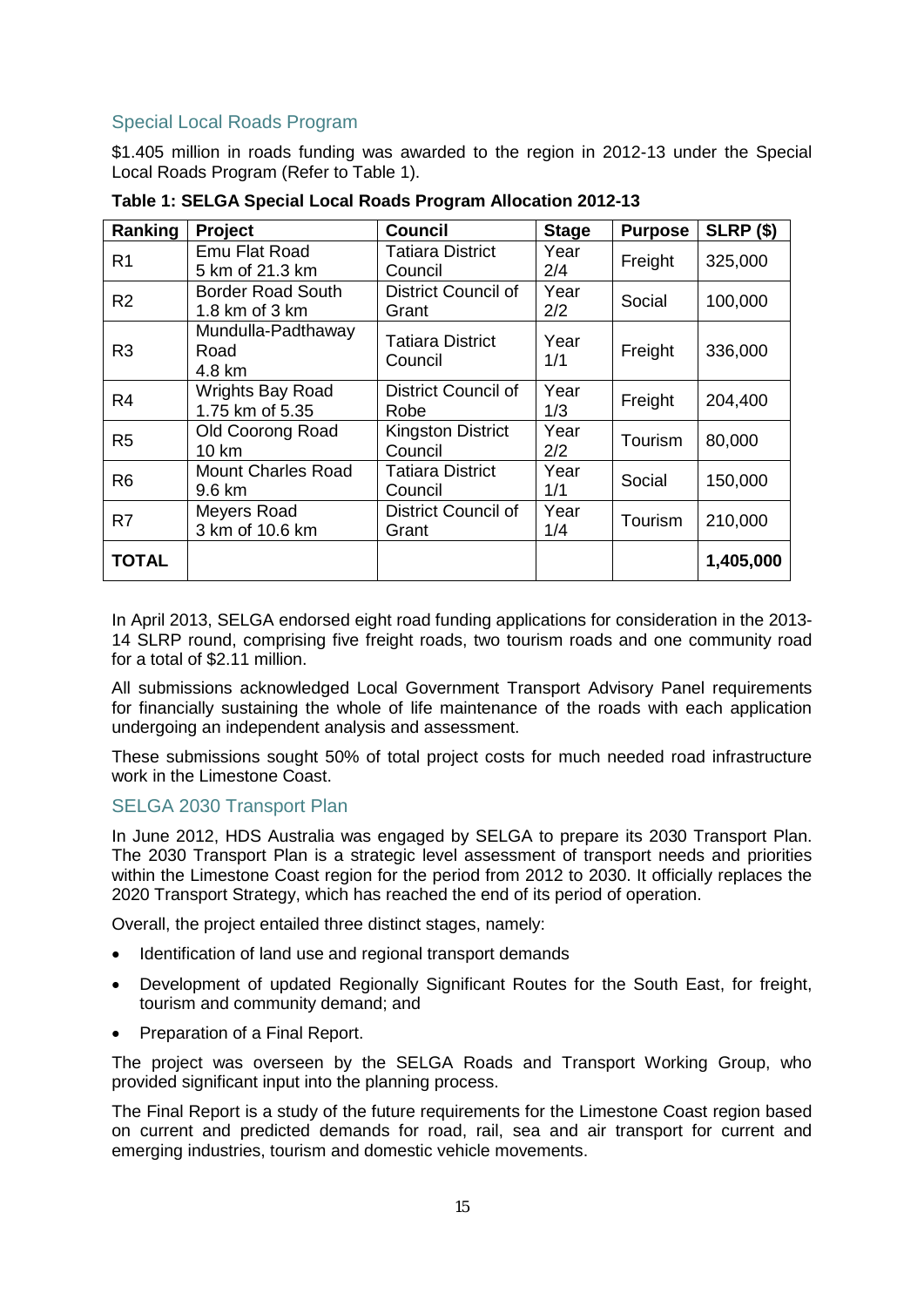## Special Local Roads Program

$1.405 million in roads funding was awarded to the region in 2012-13 under the Special Local Roads Program (Refer to Table 1).

**Table 1: SELGA Special Local Roads Program Allocation 2012-13**

| Ranking | Project | Council | Stage | Purpose | SLRP ($) |
|---|---|---|---|---|---|
| R1 | Emu Flat Road 5 km of 21.3 km | Tatiara District Council | Year 2/4 | Freight | 325,000 |
| R2 | Border Road South 1.8 km of 3 km | District Council of Grant | Year 2/2 | Social | 100,000 |
| R3 | Mundulla-Padthaway Road 4.8 km | Tatiara District Council | Year 1/1 | Freight | 336,000 |
| R4 | Wrights Bay Road 1.75 km of 5.35 | District Council of Robe | Year 1/3 | Freight | 204,400 |
| R5 | Old Coorong Road 10 km | Kingston District Council | Year 2/2 | Tourism | 80,000 |
| R6 | Mount Charles Road 9.6 km | Tatiara District Council | Year 1/1 | Social | 150,000 |
| R7 | Meyers Road 3 km of 10.6 km | District Council of Grant | Year 1/4 | Tourism | 210,000 |
| **TOTAL** | | | | | **1,405,000** |

In April 2013, SELGA endorsed eight road funding applications for consideration in the 2013-14 SLRP round, comprising five freight roads, two tourism roads and one community road for a total of $2.11 million.

All submissions acknowledged Local Government Transport Advisory Panel requirements for financially sustaining the whole of life maintenance of the roads with each application undergoing an independent analysis and assessment.

These submissions sought 50% of total project costs for much needed road infrastructure work in the Limestone Coast.

## SELGA 2030 Transport Plan

In June 2012, HDS Australia was engaged by SELGA to prepare its 2030 Transport Plan. The 2030 Transport Plan is a strategic level assessment of transport needs and priorities within the Limestone Coast region for the period from 2012 to 2030. It officially replaces the 2020 Transport Strategy, which has reached the end of its period of operation.

Overall, the project entailed three distinct stages, namely:

- Identification of land use and regional transport demands
- Development of updated Regionally Significant Routes for the South East, for freight, tourism and community demand; and
- Preparation of a Final Report.

The project was overseen by the SELGA Roads and Transport Working Group, who provided significant input into the planning process.

The Final Report is a study of the future requirements for the Limestone Coast region based on current and predicted demands for road, rail, sea and air transport for current and emerging industries, tourism and domestic vehicle movements.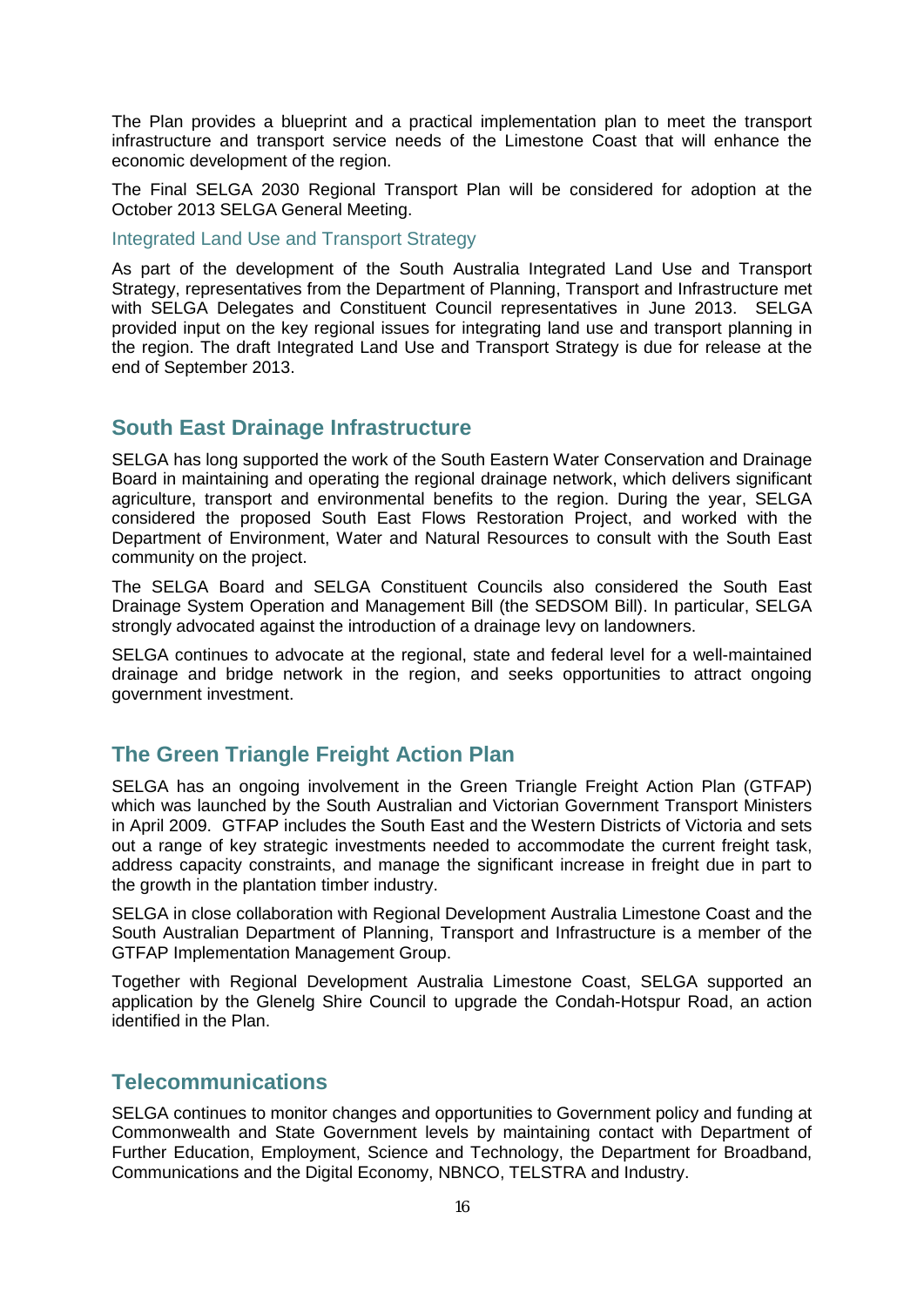The Plan provides a blueprint and a practical implementation plan to meet the transport infrastructure and transport service needs of the Limestone Coast that will enhance the economic development of the region.

The Final SELGA 2030 Regional Transport Plan will be considered for adoption at the October 2013 SELGA General Meeting.

### Integrated Land Use and Transport Strategy

As part of the development of the South Australia Integrated Land Use and Transport Strategy, representatives from the Department of Planning, Transport and Infrastructure met with SELGA Delegates and Constituent Council representatives in June 2013. SELGA provided input on the key regional issues for integrating land use and transport planning in the region. The draft Integrated Land Use and Transport Strategy is due for release at the end of September 2013.

## South East Drainage Infrastructure

SELGA has long supported the work of the South Eastern Water Conservation and Drainage Board in maintaining and operating the regional drainage network, which delivers significant agriculture, transport and environmental benefits to the region. During the year, SELGA considered the proposed South East Flows Restoration Project, and worked with the Department of Environment, Water and Natural Resources to consult with the South East community on the project.

The SELGA Board and SELGA Constituent Councils also considered the South East Drainage System Operation and Management Bill (the SEDSOM Bill). In particular, SELGA strongly advocated against the introduction of a drainage levy on landowners.

SELGA continues to advocate at the regional, state and federal level for a well-maintained drainage and bridge network in the region, and seeks opportunities to attract ongoing government investment.

## The Green Triangle Freight Action Plan

SELGA has an ongoing involvement in the Green Triangle Freight Action Plan (GTFAP) which was launched by the South Australian and Victorian Government Transport Ministers in April 2009. GTFAP includes the South East and the Western Districts of Victoria and sets out a range of key strategic investments needed to accommodate the current freight task, address capacity constraints, and manage the significant increase in freight due in part to the growth in the plantation timber industry.

SELGA in close collaboration with Regional Development Australia Limestone Coast and the South Australian Department of Planning, Transport and Infrastructure is a member of the GTFAP Implementation Management Group.

Together with Regional Development Australia Limestone Coast, SELGA supported an application by the Glenelg Shire Council to upgrade the Condah-Hotspur Road, an action identified in the Plan.

## Telecommunications

SELGA continues to monitor changes and opportunities to Government policy and funding at Commonwealth and State Government levels by maintaining contact with Department of Further Education, Employment, Science and Technology, the Department for Broadband, Communications and the Digital Economy, NBNCO, TELSTRA and Industry.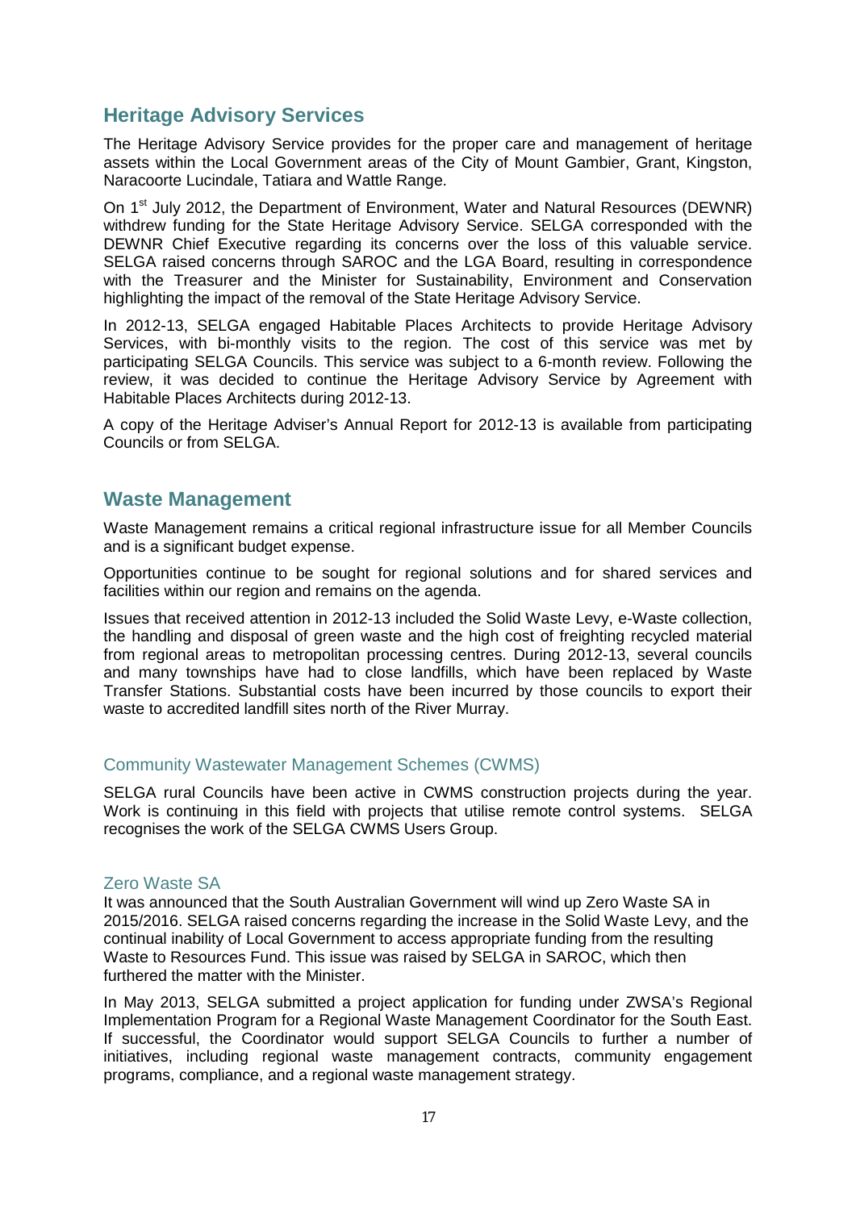## Heritage Advisory Services

The Heritage Advisory Service provides for the proper care and management of heritage assets within the Local Government areas of the City of Mount Gambier, Grant, Kingston, Naracoorte Lucindale, Tatiara and Wattle Range.

On 1st July 2012, the Department of Environment, Water and Natural Resources (DEWNR) withdrew funding for the State Heritage Advisory Service. SELGA corresponded with the DEWNR Chief Executive regarding its concerns over the loss of this valuable service. SELGA raised concerns through SAROC and the LGA Board, resulting in correspondence with the Treasurer and the Minister for Sustainability, Environment and Conservation highlighting the impact of the removal of the State Heritage Advisory Service.

In 2012-13, SELGA engaged Habitable Places Architects to provide Heritage Advisory Services, with bi-monthly visits to the region. The cost of this service was met by participating SELGA Councils. This service was subject to a 6-month review. Following the review, it was decided to continue the Heritage Advisory Service by Agreement with Habitable Places Architects during 2012-13.

A copy of the Heritage Adviser's Annual Report for 2012-13 is available from participating Councils or from SELGA.

## Waste Management

Waste Management remains a critical regional infrastructure issue for all Member Councils and is a significant budget expense.

Opportunities continue to be sought for regional solutions and for shared services and facilities within our region and remains on the agenda.

Issues that received attention in 2012-13 included the Solid Waste Levy, e-Waste collection, the handling and disposal of green waste and the high cost of freighting recycled material from regional areas to metropolitan processing centres. During 2012-13, several councils and many townships have had to close landfills, which have been replaced by Waste Transfer Stations. Substantial costs have been incurred by those councils to export their waste to accredited landfill sites north of the River Murray.

### Community Wastewater Management Schemes (CWMS)

SELGA rural Councils have been active in CWMS construction projects during the year. Work is continuing in this field with projects that utilise remote control systems. SELGA recognises the work of the SELGA CWMS Users Group.

### Zero Waste SA

It was announced that the South Australian Government will wind up Zero Waste SA in 2015/2016. SELGA raised concerns regarding the increase in the Solid Waste Levy, and the continual inability of Local Government to access appropriate funding from the resulting Waste to Resources Fund. This issue was raised by SELGA in SAROC, which then furthered the matter with the Minister.

In May 2013, SELGA submitted a project application for funding under ZWSA's Regional Implementation Program for a Regional Waste Management Coordinator for the South East. If successful, the Coordinator would support SELGA Councils to further a number of initiatives, including regional waste management contracts, community engagement programs, compliance, and a regional waste management strategy.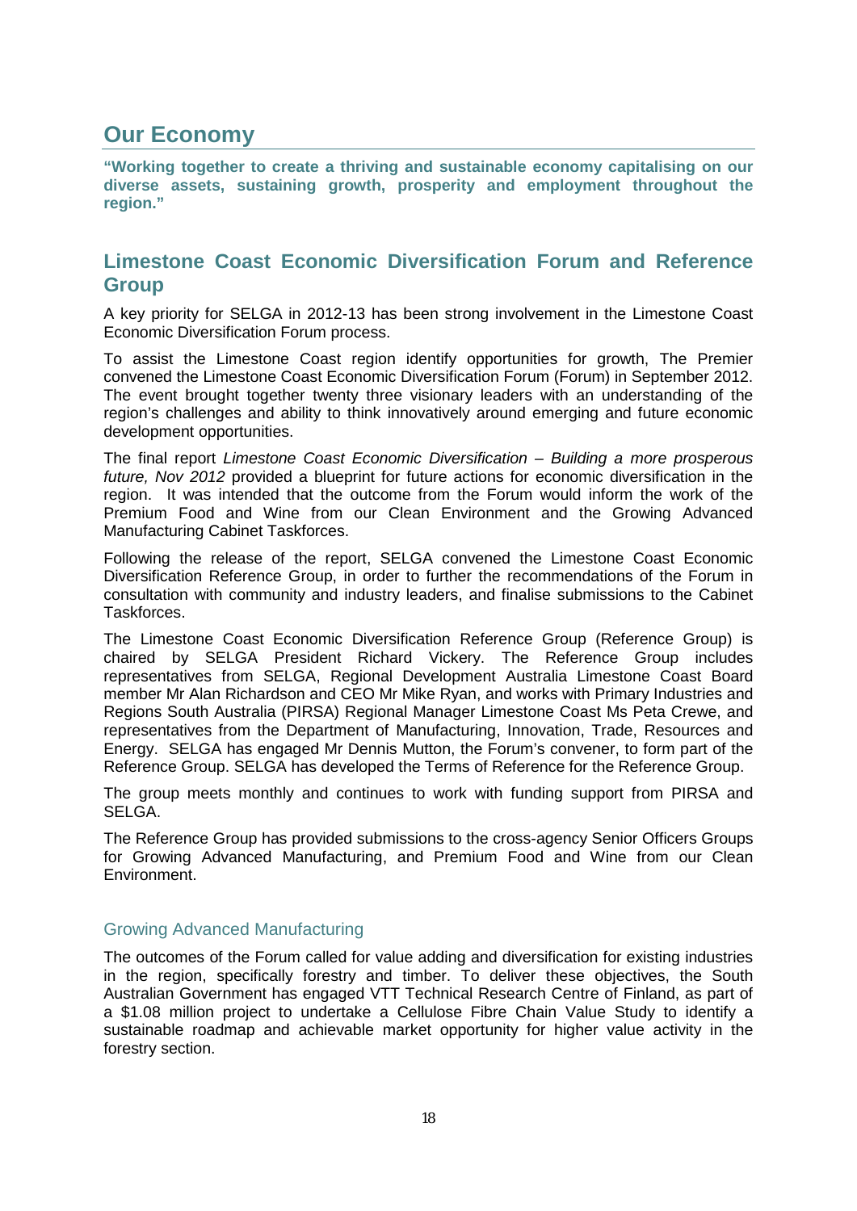# Our Economy

**"Working together to create a thriving and sustainable economy capitalising on our diverse assets, sustaining growth, prosperity and employment throughout the region."**

## Limestone Coast Economic Diversification Forum and Reference Group

A key priority for SELGA in 2012-13 has been strong involvement in the Limestone Coast Economic Diversification Forum process.

To assist the Limestone Coast region identify opportunities for growth, The Premier convened the Limestone Coast Economic Diversification Forum (Forum) in September 2012. The event brought together twenty three visionary leaders with an understanding of the region's challenges and ability to think innovatively around emerging and future economic development opportunities.

The final report *Limestone Coast Economic Diversification – Building a more prosperous future, Nov 2012* provided a blueprint for future actions for economic diversification in the region. It was intended that the outcome from the Forum would inform the work of the Premium Food and Wine from our Clean Environment and the Growing Advanced Manufacturing Cabinet Taskforces.

Following the release of the report, SELGA convened the Limestone Coast Economic Diversification Reference Group, in order to further the recommendations of the Forum in consultation with community and industry leaders, and finalise submissions to the Cabinet Taskforces.

The Limestone Coast Economic Diversification Reference Group (Reference Group) is chaired by SELGA President Richard Vickery. The Reference Group includes representatives from SELGA, Regional Development Australia Limestone Coast Board member Mr Alan Richardson and CEO Mr Mike Ryan, and works with Primary Industries and Regions South Australia (PIRSA) Regional Manager Limestone Coast Ms Peta Crewe, and representatives from the Department of Manufacturing, Innovation, Trade, Resources and Energy. SELGA has engaged Mr Dennis Mutton, the Forum's convener, to form part of the Reference Group. SELGA has developed the Terms of Reference for the Reference Group.

The group meets monthly and continues to work with funding support from PIRSA and SELGA.

The Reference Group has provided submissions to the cross-agency Senior Officers Groups for Growing Advanced Manufacturing, and Premium Food and Wine from our Clean Environment.

### Growing Advanced Manufacturing

The outcomes of the Forum called for value adding and diversification for existing industries in the region, specifically forestry and timber. To deliver these objectives, the South Australian Government has engaged VTT Technical Research Centre of Finland, as part of a $1.08 million project to undertake a Cellulose Fibre Chain Value Study to identify a sustainable roadmap and achievable market opportunity for higher value activity in the forestry section.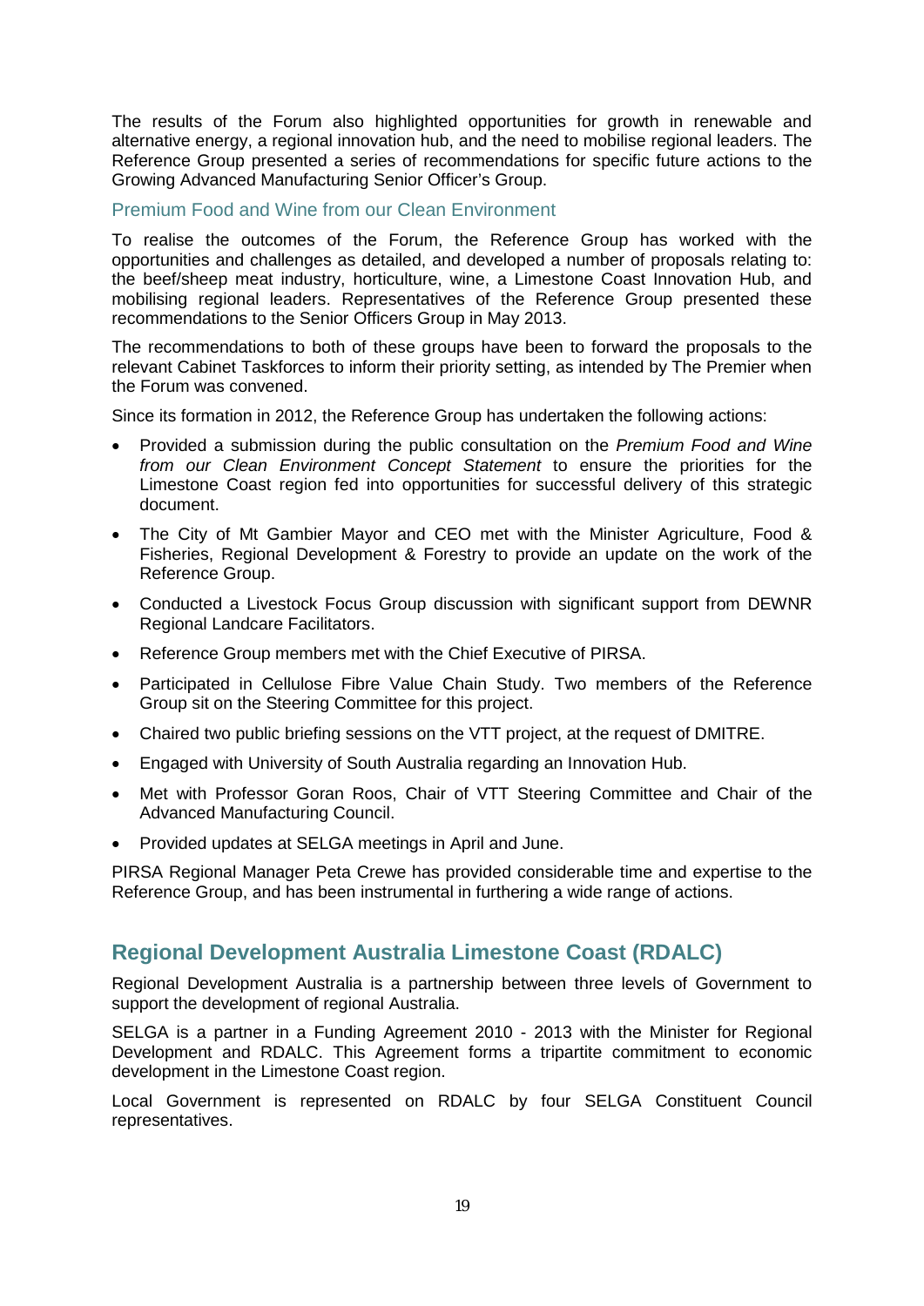The results of the Forum also highlighted opportunities for growth in renewable and alternative energy, a regional innovation hub, and the need to mobilise regional leaders. The Reference Group presented a series of recommendations for specific future actions to the Growing Advanced Manufacturing Senior Officer's Group.

### Premium Food and Wine from our Clean Environment

To realise the outcomes of the Forum, the Reference Group has worked with the opportunities and challenges as detailed, and developed a number of proposals relating to: the beef/sheep meat industry, horticulture, wine, a Limestone Coast Innovation Hub, and mobilising regional leaders. Representatives of the Reference Group presented these recommendations to the Senior Officers Group in May 2013.

The recommendations to both of these groups have been to forward the proposals to the relevant Cabinet Taskforces to inform their priority setting, as intended by The Premier when the Forum was convened.

Since its formation in 2012, the Reference Group has undertaken the following actions:

- Provided a submission during the public consultation on the *Premium Food and Wine from our Clean Environment Concept Statement* to ensure the priorities for the Limestone Coast region fed into opportunities for successful delivery of this strategic document.
- The City of Mt Gambier Mayor and CEO met with the Minister Agriculture, Food & Fisheries, Regional Development & Forestry to provide an update on the work of the Reference Group.
- Conducted a Livestock Focus Group discussion with significant support from DEWNR Regional Landcare Facilitators.
- Reference Group members met with the Chief Executive of PIRSA.
- Participated in Cellulose Fibre Value Chain Study. Two members of the Reference Group sit on the Steering Committee for this project.
- Chaired two public briefing sessions on the VTT project, at the request of DMITRE.
- Engaged with University of South Australia regarding an Innovation Hub.
- Met with Professor Goran Roos, Chair of VTT Steering Committee and Chair of the Advanced Manufacturing Council.
- Provided updates at SELGA meetings in April and June.

PIRSA Regional Manager Peta Crewe has provided considerable time and expertise to the Reference Group, and has been instrumental in furthering a wide range of actions.

## Regional Development Australia Limestone Coast (RDALC)

Regional Development Australia is a partnership between three levels of Government to support the development of regional Australia.

SELGA is a partner in a Funding Agreement 2010 - 2013 with the Minister for Regional Development and RDALC. This Agreement forms a tripartite commitment to economic development in the Limestone Coast region.

Local Government is represented on RDALC by four SELGA Constituent Council representatives.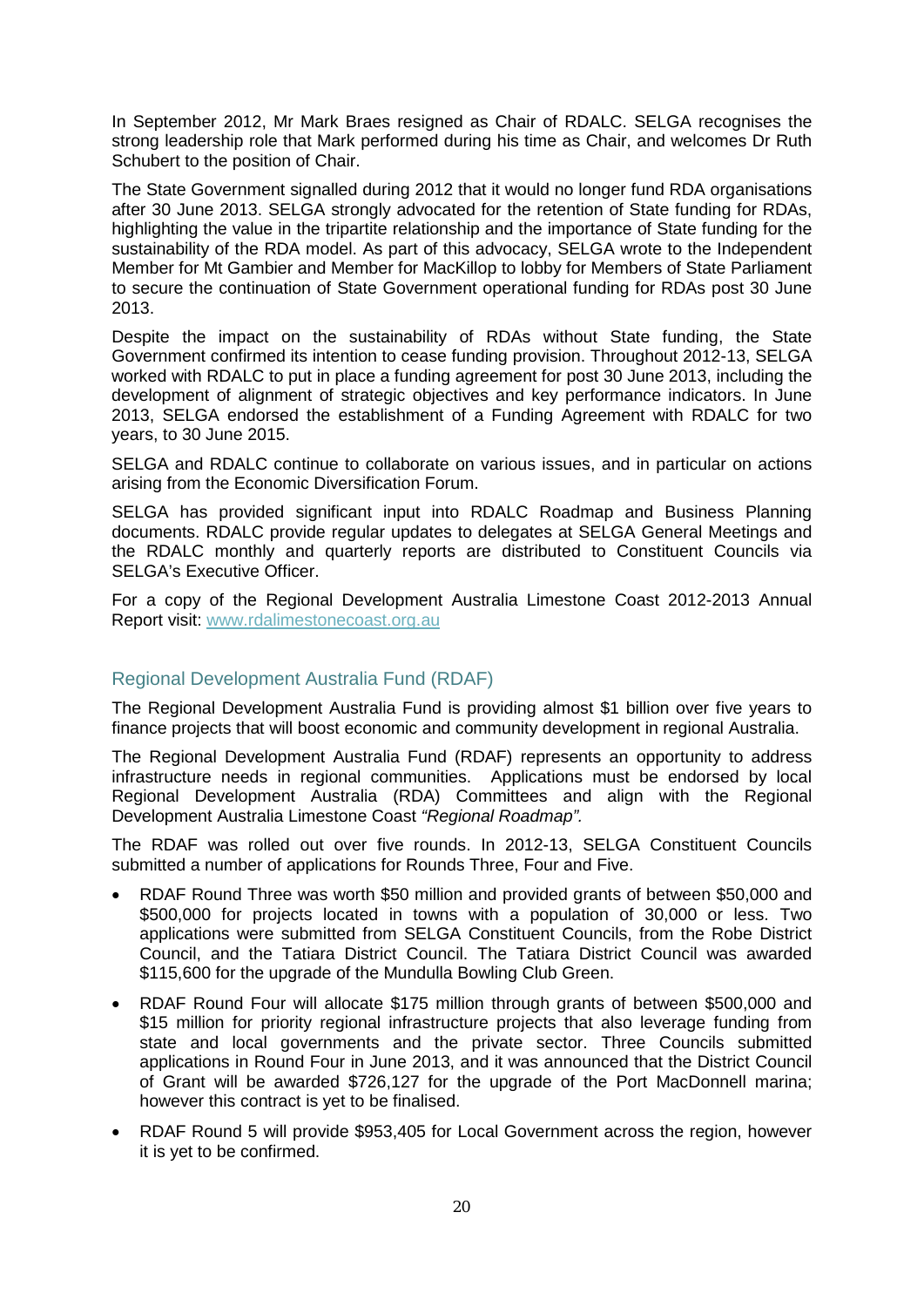In September 2012, Mr Mark Braes resigned as Chair of RDALC. SELGA recognises the strong leadership role that Mark performed during his time as Chair, and welcomes Dr Ruth Schubert to the position of Chair.

The State Government signalled during 2012 that it would no longer fund RDA organisations after 30 June 2013. SELGA strongly advocated for the retention of State funding for RDAs, highlighting the value in the tripartite relationship and the importance of State funding for the sustainability of the RDA model. As part of this advocacy, SELGA wrote to the Independent Member for Mt Gambier and Member for MacKillop to lobby for Members of State Parliament to secure the continuation of State Government operational funding for RDAs post 30 June 2013.

Despite the impact on the sustainability of RDAs without State funding, the State Government confirmed its intention to cease funding provision. Throughout 2012-13, SELGA worked with RDALC to put in place a funding agreement for post 30 June 2013, including the development of alignment of strategic objectives and key performance indicators. In June 2013, SELGA endorsed the establishment of a Funding Agreement with RDALC for two years, to 30 June 2015.

SELGA and RDALC continue to collaborate on various issues, and in particular on actions arising from the Economic Diversification Forum.

SELGA has provided significant input into RDALC Roadmap and Business Planning documents. RDALC provide regular updates to delegates at SELGA General Meetings and the RDALC monthly and quarterly reports are distributed to Constituent Councils via SELGA's Executive Officer.

For a copy of the Regional Development Australia Limestone Coast 2012-2013 Annual Report visit: www.rdalimestonecoast.org.au

## Regional Development Australia Fund (RDAF)

The Regional Development Australia Fund is providing almost $1 billion over five years to finance projects that will boost economic and community development in regional Australia.

The Regional Development Australia Fund (RDAF) represents an opportunity to address infrastructure needs in regional communities. Applications must be endorsed by local Regional Development Australia (RDA) Committees and align with the Regional Development Australia Limestone Coast *"Regional Roadmap".*

The RDAF was rolled out over five rounds. In 2012-13, SELGA Constituent Councils submitted a number of applications for Rounds Three, Four and Five.

- RDAF Round Three was worth $50 million and provided grants of between $50,000 and $500,000 for projects located in towns with a population of 30,000 or less. Two applications were submitted from SELGA Constituent Councils, from the Robe District Council, and the Tatiara District Council. The Tatiara District Council was awarded $115,600 for the upgrade of the Mundulla Bowling Club Green.
- RDAF Round Four will allocate $175 million through grants of between $500,000 and $15 million for priority regional infrastructure projects that also leverage funding from state and local governments and the private sector. Three Councils submitted applications in Round Four in June 2013, and it was announced that the District Council of Grant will be awarded $726,127 for the upgrade of the Port MacDonnell marina; however this contract is yet to be finalised.
- RDAF Round 5 will provide $953,405 for Local Government across the region, however it is yet to be confirmed.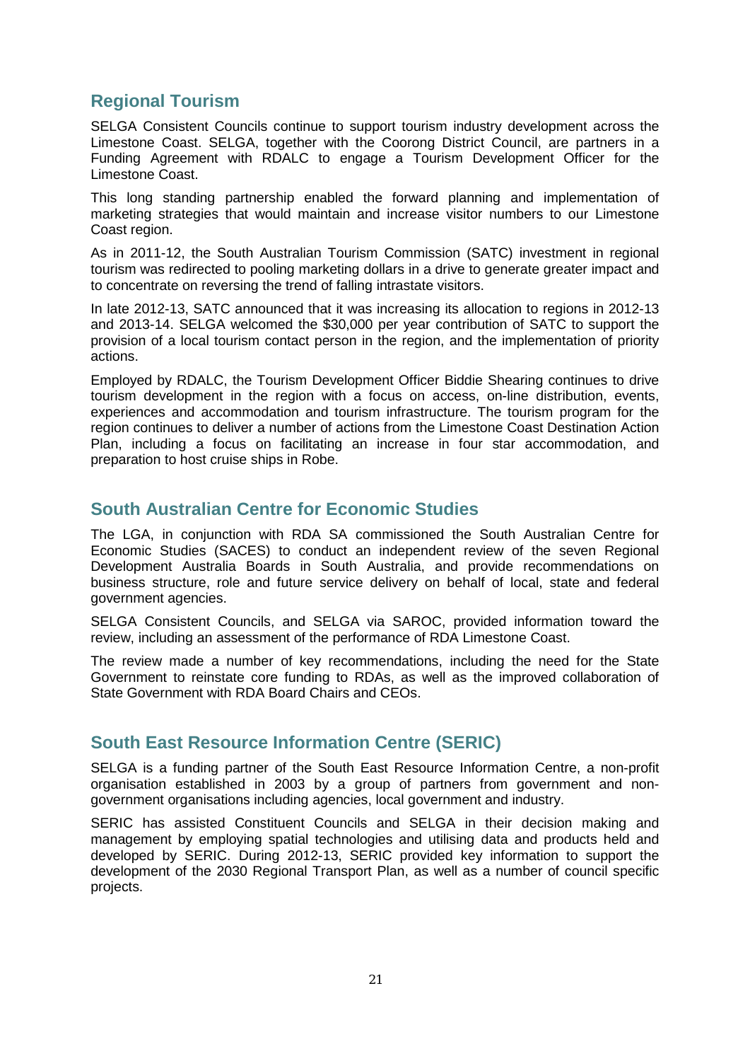## Regional Tourism

SELGA Consistent Councils continue to support tourism industry development across the Limestone Coast. SELGA, together with the Coorong District Council, are partners in a Funding Agreement with RDALC to engage a Tourism Development Officer for the Limestone Coast.

This long standing partnership enabled the forward planning and implementation of marketing strategies that would maintain and increase visitor numbers to our Limestone Coast region.

As in 2011-12, the South Australian Tourism Commission (SATC) investment in regional tourism was redirected to pooling marketing dollars in a drive to generate greater impact and to concentrate on reversing the trend of falling intrastate visitors.

In late 2012-13, SATC announced that it was increasing its allocation to regions in 2012-13 and 2013-14. SELGA welcomed the $30,000 per year contribution of SATC to support the provision of a local tourism contact person in the region, and the implementation of priority actions.

Employed by RDALC, the Tourism Development Officer Biddie Shearing continues to drive tourism development in the region with a focus on access, on-line distribution, events, experiences and accommodation and tourism infrastructure. The tourism program for the region continues to deliver a number of actions from the Limestone Coast Destination Action Plan, including a focus on facilitating an increase in four star accommodation, and preparation to host cruise ships in Robe.

## South Australian Centre for Economic Studies

The LGA, in conjunction with RDA SA commissioned the South Australian Centre for Economic Studies (SACES) to conduct an independent review of the seven Regional Development Australia Boards in South Australia, and provide recommendations on business structure, role and future service delivery on behalf of local, state and federal government agencies.

SELGA Consistent Councils, and SELGA via SAROC, provided information toward the review, including an assessment of the performance of RDA Limestone Coast.

The review made a number of key recommendations, including the need for the State Government to reinstate core funding to RDAs, as well as the improved collaboration of State Government with RDA Board Chairs and CEOs.

## South East Resource Information Centre (SERIC)

SELGA is a funding partner of the South East Resource Information Centre, a non-profit organisation established in 2003 by a group of partners from government and non-government organisations including agencies, local government and industry.

SERIC has assisted Constituent Councils and SELGA in their decision making and management by employing spatial technologies and utilising data and products held and developed by SERIC. During 2012-13, SERIC provided key information to support the development of the 2030 Regional Transport Plan, as well as a number of council specific projects.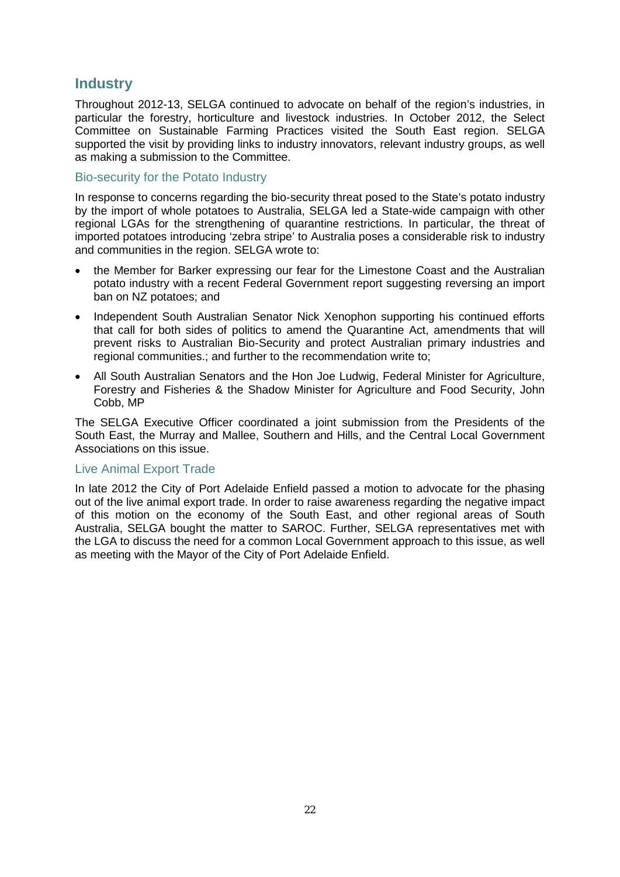## Industry

Throughout 2012-13, SELGA continued to advocate on behalf of the region's industries, in particular the forestry, horticulture and livestock industries. In October 2012, the Select Committee on Sustainable Farming Practices visited the South East region. SELGA supported the visit by providing links to industry innovators, relevant industry groups, as well as making a submission to the Committee.

### Bio-security for the Potato Industry

In response to concerns regarding the bio-security threat posed to the State's potato industry by the import of whole potatoes to Australia, SELGA led a State-wide campaign with other regional LGAs for the strengthening of quarantine restrictions. In particular, the threat of imported potatoes introducing 'zebra stripe' to Australia poses a considerable risk to industry and communities in the region. SELGA wrote to:

- the Member for Barker expressing our fear for the Limestone Coast and the Australian potato industry with a recent Federal Government report suggesting reversing an import ban on NZ potatoes; and
- Independent South Australian Senator Nick Xenophon supporting his continued efforts that call for both sides of politics to amend the Quarantine Act, amendments that will prevent risks to Australian Bio-Security and protect Australian primary industries and regional communities.; and further to the recommendation write to;
- All South Australian Senators and the Hon Joe Ludwig, Federal Minister for Agriculture, Forestry and Fisheries & the Shadow Minister for Agriculture and Food Security, John Cobb, MP

The SELGA Executive Officer coordinated a joint submission from the Presidents of the South East, the Murray and Mallee, Southern and Hills, and the Central Local Government Associations on this issue.

### Live Animal Export Trade

In late 2012 the City of Port Adelaide Enfield passed a motion to advocate for the phasing out of the live animal export trade. In order to raise awareness regarding the negative impact of this motion on the economy of the South East, and other regional areas of South Australia, SELGA bought the matter to SAROC. Further, SELGA representatives met with the LGA to discuss the need for a common Local Government approach to this issue, as well as meeting with the Mayor of the City of Port Adelaide Enfield.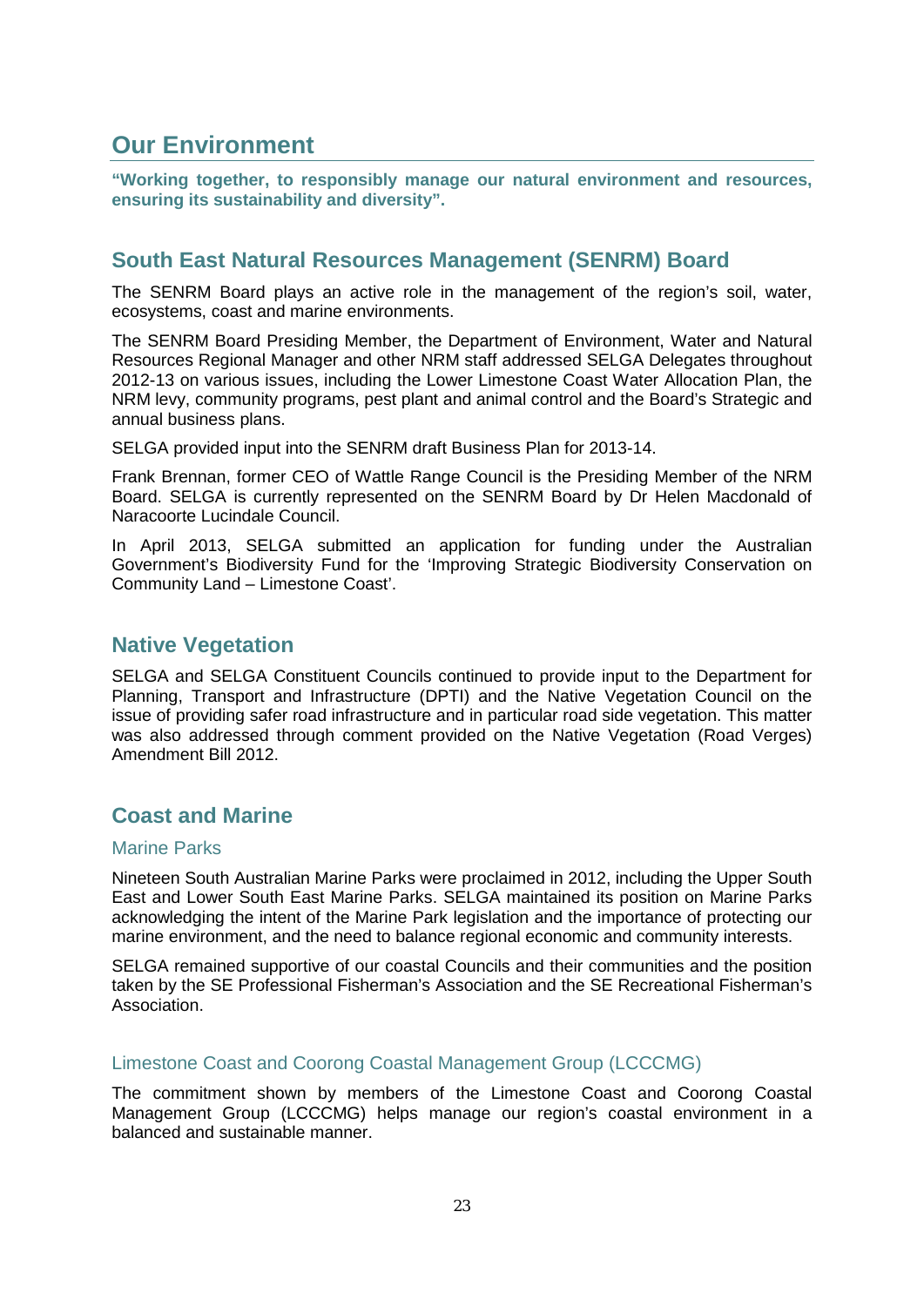# Our Environment

**"Working together, to responsibly manage our natural environment and resources, ensuring its sustainability and diversity".**

## South East Natural Resources Management (SENRM) Board

The SENRM Board plays an active role in the management of the region's soil, water, ecosystems, coast and marine environments.

The SENRM Board Presiding Member, the Department of Environment, Water and Natural Resources Regional Manager and other NRM staff addressed SELGA Delegates throughout 2012-13 on various issues, including the Lower Limestone Coast Water Allocation Plan, the NRM levy, community programs, pest plant and animal control and the Board's Strategic and annual business plans.

SELGA provided input into the SENRM draft Business Plan for 2013-14.

Frank Brennan, former CEO of Wattle Range Council is the Presiding Member of the NRM Board. SELGA is currently represented on the SENRM Board by Dr Helen Macdonald of Naracoorte Lucindale Council.

In April 2013, SELGA submitted an application for funding under the Australian Government's Biodiversity Fund for the 'Improving Strategic Biodiversity Conservation on Community Land – Limestone Coast'.

## Native Vegetation

SELGA and SELGA Constituent Councils continued to provide input to the Department for Planning, Transport and Infrastructure (DPTI) and the Native Vegetation Council on the issue of providing safer road infrastructure and in particular road side vegetation. This matter was also addressed through comment provided on the Native Vegetation (Road Verges) Amendment Bill 2012.

## Coast and Marine

### Marine Parks

Nineteen South Australian Marine Parks were proclaimed in 2012, including the Upper South East and Lower South East Marine Parks. SELGA maintained its position on Marine Parks acknowledging the intent of the Marine Park legislation and the importance of protecting our marine environment, and the need to balance regional economic and community interests.

SELGA remained supportive of our coastal Councils and their communities and the position taken by the SE Professional Fisherman's Association and the SE Recreational Fisherman's Association.

### Limestone Coast and Coorong Coastal Management Group (LCCCMG)

The commitment shown by members of the Limestone Coast and Coorong Coastal Management Group (LCCCMG) helps manage our region's coastal environment in a balanced and sustainable manner.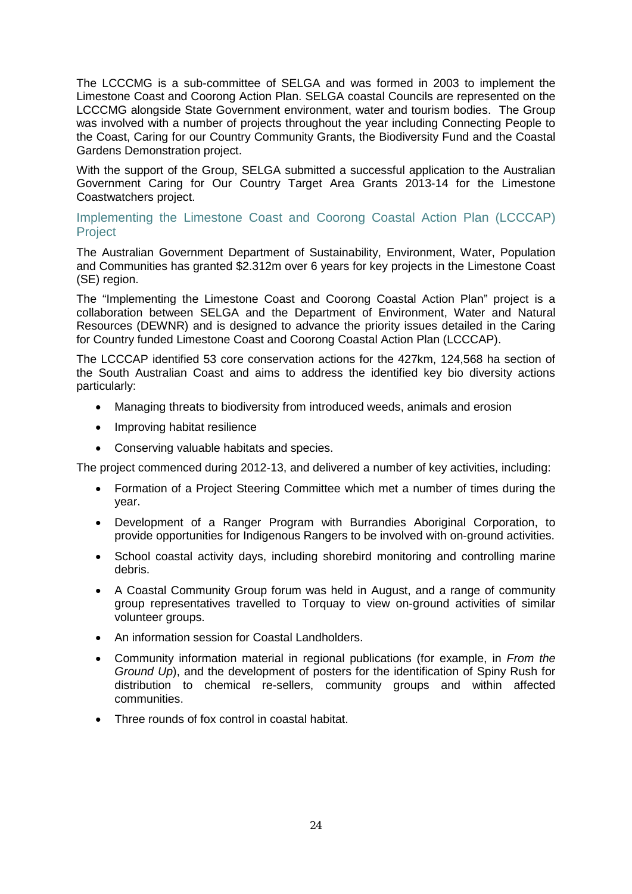The LCCCMG is a sub-committee of SELGA and was formed in 2003 to implement the Limestone Coast and Coorong Action Plan. SELGA coastal Councils are represented on the LCCCMG alongside State Government environment, water and tourism bodies. The Group was involved with a number of projects throughout the year including Connecting People to the Coast, Caring for our Country Community Grants, the Biodiversity Fund and the Coastal Gardens Demonstration project.

With the support of the Group, SELGA submitted a successful application to the Australian Government Caring for Our Country Target Area Grants 2013-14 for the Limestone Coastwatchers project.

## Implementing the Limestone Coast and Coorong Coastal Action Plan (LCCCAP) Project

The Australian Government Department of Sustainability, Environment, Water, Population and Communities has granted $2.312m over 6 years for key projects in the Limestone Coast (SE) region.

The "Implementing the Limestone Coast and Coorong Coastal Action Plan" project is a collaboration between SELGA and the Department of Environment, Water and Natural Resources (DEWNR) and is designed to advance the priority issues detailed in the Caring for Country funded Limestone Coast and Coorong Coastal Action Plan (LCCCAP).

The LCCCAP identified 53 core conservation actions for the 427km, 124,568 ha section of the South Australian Coast and aims to address the identified key bio diversity actions particularly:

- Managing threats to biodiversity from introduced weeds, animals and erosion
- Improving habitat resilience
- Conserving valuable habitats and species.

The project commenced during 2012-13, and delivered a number of key activities, including:

- Formation of a Project Steering Committee which met a number of times during the year.
- Development of a Ranger Program with Burrandies Aboriginal Corporation, to provide opportunities for Indigenous Rangers to be involved with on-ground activities.
- School coastal activity days, including shorebird monitoring and controlling marine debris.
- A Coastal Community Group forum was held in August, and a range of community group representatives travelled to Torquay to view on-ground activities of similar volunteer groups.
- An information session for Coastal Landholders.
- Community information material in regional publications (for example, in *From the Ground Up*), and the development of posters for the identification of Spiny Rush for distribution to chemical re-sellers, community groups and within affected communities.
- Three rounds of fox control in coastal habitat.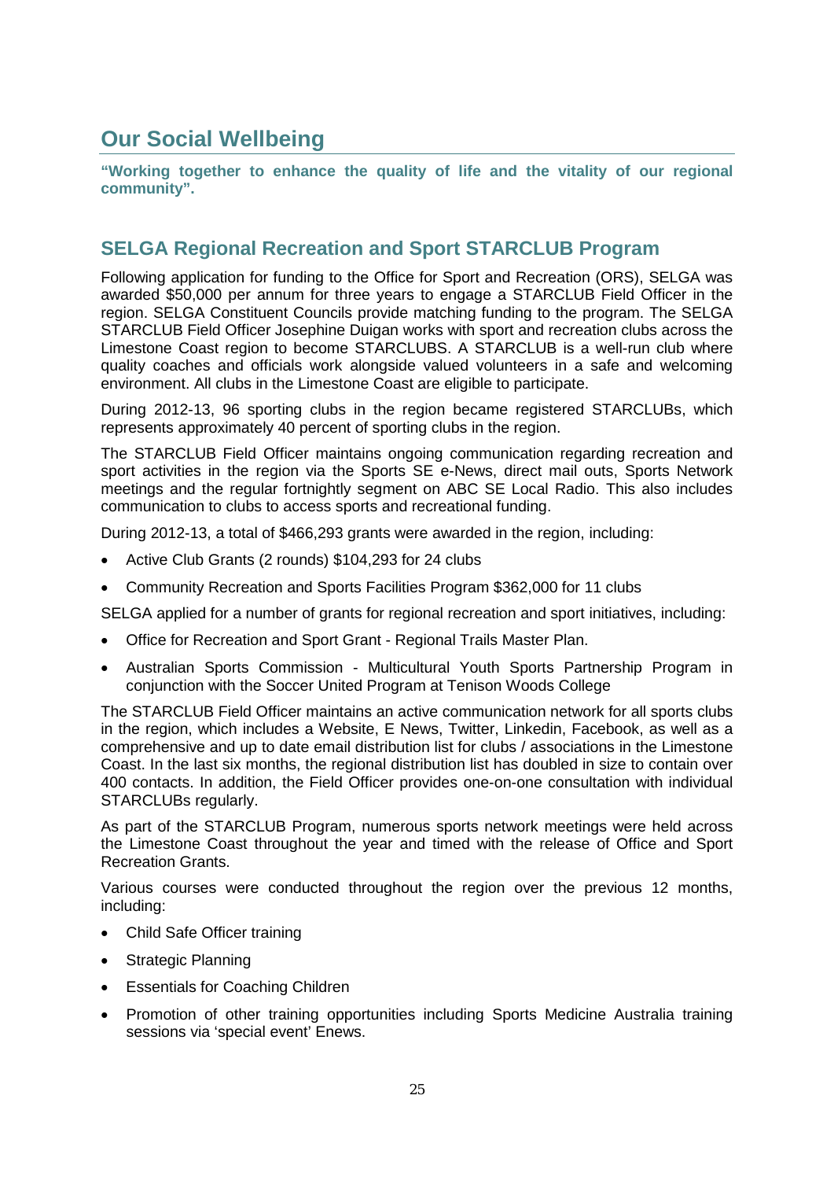# Our Social Wellbeing

**"Working together to enhance the quality of life and the vitality of our regional community".**

## SELGA Regional Recreation and Sport STARCLUB Program

Following application for funding to the Office for Sport and Recreation (ORS), SELGA was awarded $50,000 per annum for three years to engage a STARCLUB Field Officer in the region. SELGA Constituent Councils provide matching funding to the program. The SELGA STARCLUB Field Officer Josephine Duigan works with sport and recreation clubs across the Limestone Coast region to become STARCLUBS. A STARCLUB is a well-run club where quality coaches and officials work alongside valued volunteers in a safe and welcoming environment. All clubs in the Limestone Coast are eligible to participate.

During 2012-13, 96 sporting clubs in the region became registered STARCLUBs, which represents approximately 40 percent of sporting clubs in the region.

The STARCLUB Field Officer maintains ongoing communication regarding recreation and sport activities in the region via the Sports SE e-News, direct mail outs, Sports Network meetings and the regular fortnightly segment on ABC SE Local Radio. This also includes communication to clubs to access sports and recreational funding.

During 2012-13, a total of $466,293 grants were awarded in the region, including:

- Active Club Grants (2 rounds) $104,293 for 24 clubs
- Community Recreation and Sports Facilities Program $362,000 for 11 clubs

SELGA applied for a number of grants for regional recreation and sport initiatives, including:

- Office for Recreation and Sport Grant - Regional Trails Master Plan.
- Australian Sports Commission - Multicultural Youth Sports Partnership Program in conjunction with the Soccer United Program at Tenison Woods College

The STARCLUB Field Officer maintains an active communication network for all sports clubs in the region, which includes a Website, E News, Twitter, Linkedin, Facebook, as well as a comprehensive and up to date email distribution list for clubs / associations in the Limestone Coast. In the last six months, the regional distribution list has doubled in size to contain over 400 contacts. In addition, the Field Officer provides one-on-one consultation with individual STARCLUBs regularly.

As part of the STARCLUB Program, numerous sports network meetings were held across the Limestone Coast throughout the year and timed with the release of Office and Sport Recreation Grants.

Various courses were conducted throughout the region over the previous 12 months, including:

- Child Safe Officer training
- Strategic Planning
- Essentials for Coaching Children
- Promotion of other training opportunities including Sports Medicine Australia training sessions via 'special event' Enews.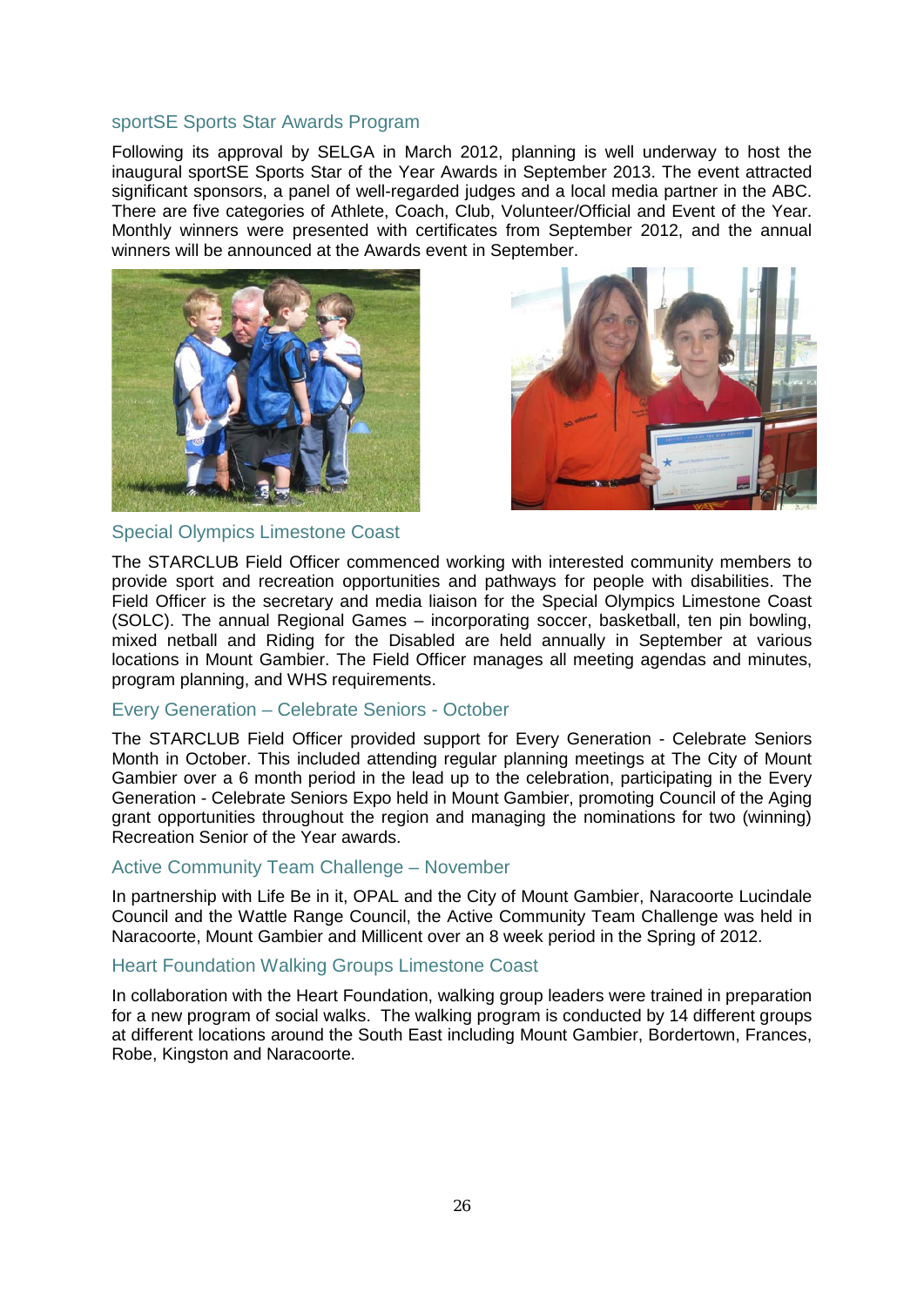## sportSE Sports Star Awards Program

Following its approval by SELGA in March 2012, planning is well underway to host the inaugural sportSE Sports Star of the Year Awards in September 2013. The event attracted significant sponsors, a panel of well-regarded judges and a local media partner in the ABC. There are five categories of Athlete, Coach, Club, Volunteer/Official and Event of the Year. Monthly winners were presented with certificates from September 2012, and the annual winners will be announced at the Awards event in September.

## Special Olympics Limestone Coast

The STARCLUB Field Officer commenced working with interested community members to provide sport and recreation opportunities and pathways for people with disabilities. The Field Officer is the secretary and media liaison for the Special Olympics Limestone Coast (SOLC). The annual Regional Games – incorporating soccer, basketball, ten pin bowling, mixed netball and Riding for the Disabled are held annually in September at various locations in Mount Gambier. The Field Officer manages all meeting agendas and minutes, program planning, and WHS requirements.

## Every Generation – Celebrate Seniors - October

The STARCLUB Field Officer provided support for Every Generation - Celebrate Seniors Month in October. This included attending regular planning meetings at The City of Mount Gambier over a 6 month period in the lead up to the celebration, participating in the Every Generation - Celebrate Seniors Expo held in Mount Gambier, promoting Council of the Aging grant opportunities throughout the region and managing the nominations for two (winning) Recreation Senior of the Year awards.

## Active Community Team Challenge – November

In partnership with Life Be in it, OPAL and the City of Mount Gambier, Naracoorte Lucindale Council and the Wattle Range Council, the Active Community Team Challenge was held in Naracoorte, Mount Gambier and Millicent over an 8 week period in the Spring of 2012.

## Heart Foundation Walking Groups Limestone Coast

In collaboration with the Heart Foundation, walking group leaders were trained in preparation for a new program of social walks. The walking program is conducted by 14 different groups at different locations around the South East including Mount Gambier, Bordertown, Frances, Robe, Kingston and Naracoorte.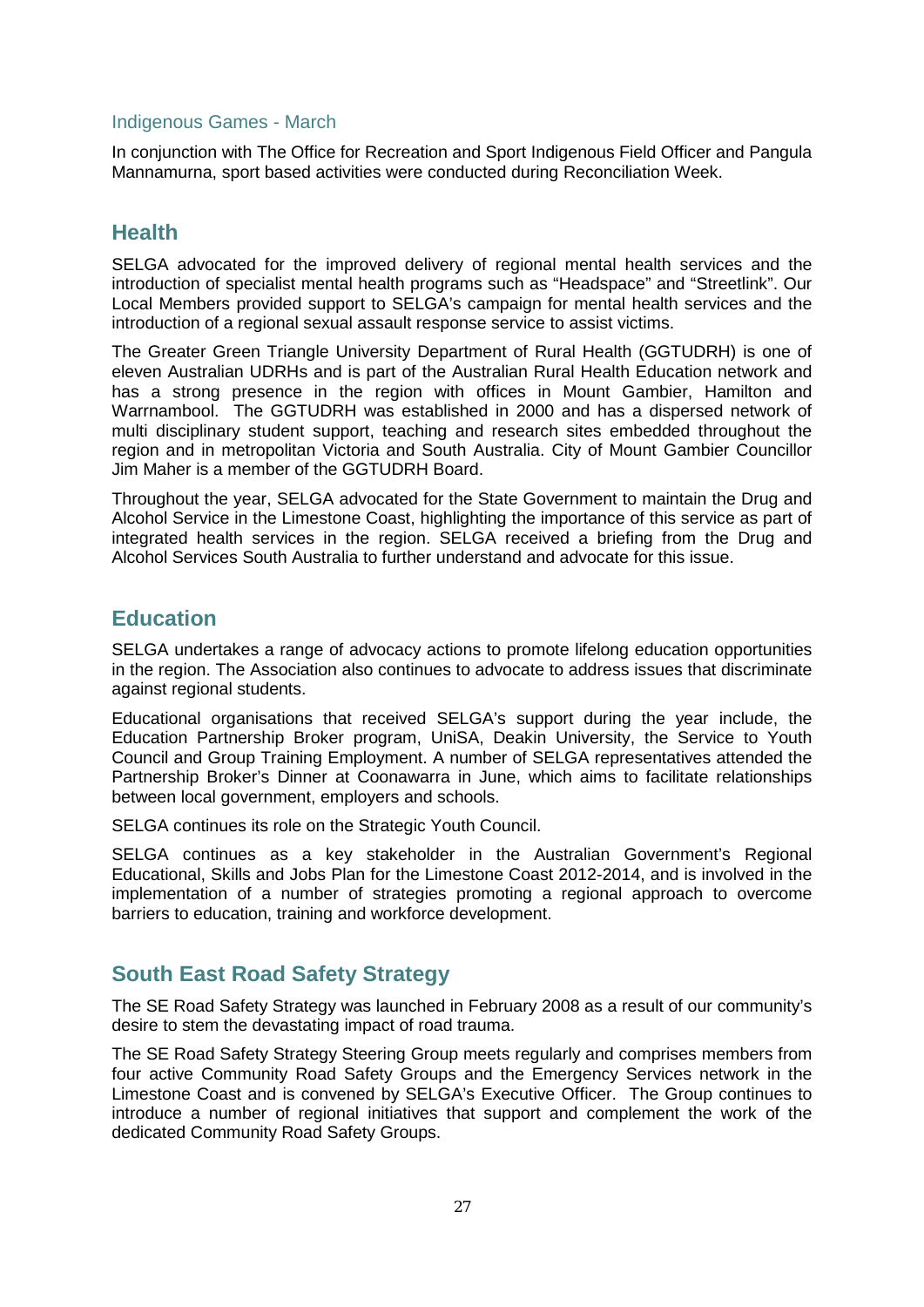### Indigenous Games - March

In conjunction with The Office for Recreation and Sport Indigenous Field Officer and Pangula Mannamurna, sport based activities were conducted during Reconciliation Week.

## Health

SELGA advocated for the improved delivery of regional mental health services and the introduction of specialist mental health programs such as "Headspace" and "Streetlink". Our Local Members provided support to SELGA's campaign for mental health services and the introduction of a regional sexual assault response service to assist victims.

The Greater Green Triangle University Department of Rural Health (GGTUDRH) is one of eleven Australian UDRHs and is part of the Australian Rural Health Education network and has a strong presence in the region with offices in Mount Gambier, Hamilton and Warrnambool. The GGTUDRH was established in 2000 and has a dispersed network of multi disciplinary student support, teaching and research sites embedded throughout the region and in metropolitan Victoria and South Australia. City of Mount Gambier Councillor Jim Maher is a member of the GGTUDRH Board.

Throughout the year, SELGA advocated for the State Government to maintain the Drug and Alcohol Service in the Limestone Coast, highlighting the importance of this service as part of integrated health services in the region. SELGA received a briefing from the Drug and Alcohol Services South Australia to further understand and advocate for this issue.

## Education

SELGA undertakes a range of advocacy actions to promote lifelong education opportunities in the region. The Association also continues to advocate to address issues that discriminate against regional students.

Educational organisations that received SELGA's support during the year include, the Education Partnership Broker program, UniSA, Deakin University, the Service to Youth Council and Group Training Employment. A number of SELGA representatives attended the Partnership Broker's Dinner at Coonawarra in June, which aims to facilitate relationships between local government, employers and schools.

SELGA continues its role on the Strategic Youth Council.

SELGA continues as a key stakeholder in the Australian Government's Regional Educational, Skills and Jobs Plan for the Limestone Coast 2012-2014, and is involved in the implementation of a number of strategies promoting a regional approach to overcome barriers to education, training and workforce development.

## South East Road Safety Strategy

The SE Road Safety Strategy was launched in February 2008 as a result of our community's desire to stem the devastating impact of road trauma.

The SE Road Safety Strategy Steering Group meets regularly and comprises members from four active Community Road Safety Groups and the Emergency Services network in the Limestone Coast and is convened by SELGA's Executive Officer. The Group continues to introduce a number of regional initiatives that support and complement the work of the dedicated Community Road Safety Groups.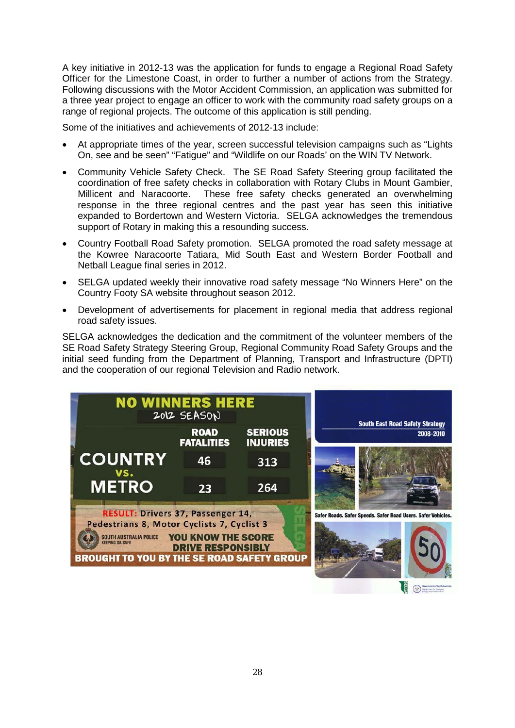A key initiative in 2012-13 was the application for funds to engage a Regional Road Safety Officer for the Limestone Coast, in order to further a number of actions from the Strategy. Following discussions with the Motor Accident Commission, an application was submitted for a three year project to engage an officer to work with the community road safety groups on a range of regional projects. The outcome of this application is still pending.

Some of the initiatives and achievements of 2012-13 include:

- At appropriate times of the year, screen successful television campaigns such as "Lights On, see and be seen" "Fatigue" and "Wildlife on our Roads' on the WIN TV Network.
- Community Vehicle Safety Check. The SE Road Safety Steering group facilitated the coordination of free safety checks in collaboration with Rotary Clubs in Mount Gambier, Millicent and Naracoorte. These free safety checks generated an overwhelming response in the three regional centres and the past year has seen this initiative expanded to Bordertown and Western Victoria. SELGA acknowledges the tremendous support of Rotary in making this a resounding success.
- Country Football Road Safety promotion. SELGA promoted the road safety message at the Kowree Naracoorte Tatiara, Mid South East and Western Border Football and Netball League final series in 2012.
- SELGA updated weekly their innovative road safety message "No Winners Here" on the Country Footy SA website throughout season 2012.
- Development of advertisements for placement in regional media that address regional road safety issues.

SELGA acknowledges the dedication and the commitment of the volunteer members of the SE Road Safety Strategy Steering Group, Regional Community Road Safety Groups and the initial seed funding from the Department of Planning, Transport and Infrastructure (DPTI) and the cooperation of our regional Television and Radio network.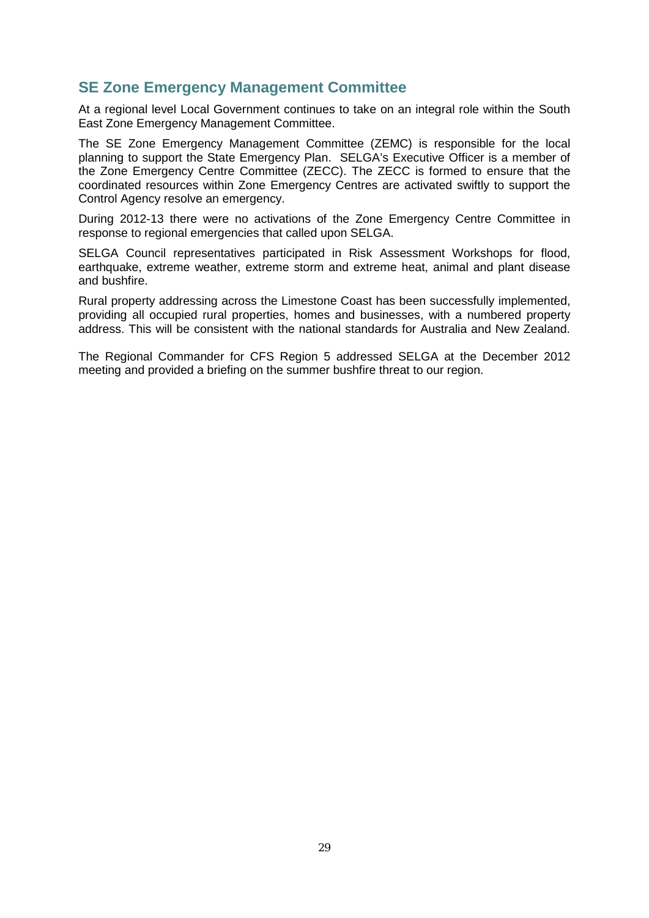## SE Zone Emergency Management Committee

At a regional level Local Government continues to take on an integral role within the South East Zone Emergency Management Committee.

The SE Zone Emergency Management Committee (ZEMC) is responsible for the local planning to support the State Emergency Plan. SELGA's Executive Officer is a member of the Zone Emergency Centre Committee (ZECC). The ZECC is formed to ensure that the coordinated resources within Zone Emergency Centres are activated swiftly to support the Control Agency resolve an emergency.

During 2012-13 there were no activations of the Zone Emergency Centre Committee in response to regional emergencies that called upon SELGA.

SELGA Council representatives participated in Risk Assessment Workshops for flood, earthquake, extreme weather, extreme storm and extreme heat, animal and plant disease and bushfire.

Rural property addressing across the Limestone Coast has been successfully implemented, providing all occupied rural properties, homes and businesses, with a numbered property address. This will be consistent with the national standards for Australia and New Zealand.

The Regional Commander for CFS Region 5 addressed SELGA at the December 2012 meeting and provided a briefing on the summer bushfire threat to our region.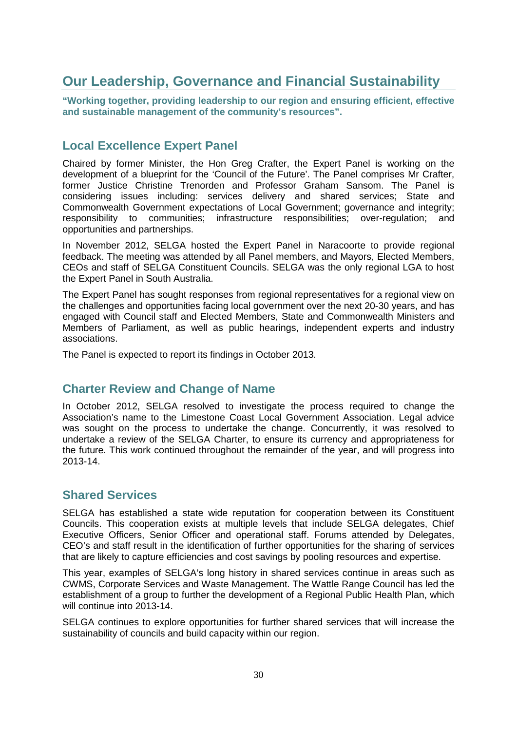# Our Leadership, Governance and Financial Sustainability

**"Working together, providing leadership to our region and ensuring efficient, effective and sustainable management of the community's resources".**

## Local Excellence Expert Panel

Chaired by former Minister, the Hon Greg Crafter, the Expert Panel is working on the development of a blueprint for the 'Council of the Future'. The Panel comprises Mr Crafter, former Justice Christine Trenorden and Professor Graham Sansom. The Panel is considering issues including: services delivery and shared services; State and Commonwealth Government expectations of Local Government; governance and integrity; responsibility to communities; infrastructure responsibilities; over-regulation; and opportunities and partnerships.

In November 2012, SELGA hosted the Expert Panel in Naracoorte to provide regional feedback. The meeting was attended by all Panel members, and Mayors, Elected Members, CEOs and staff of SELGA Constituent Councils. SELGA was the only regional LGA to host the Expert Panel in South Australia.

The Expert Panel has sought responses from regional representatives for a regional view on the challenges and opportunities facing local government over the next 20-30 years, and has engaged with Council staff and Elected Members, State and Commonwealth Ministers and Members of Parliament, as well as public hearings, independent experts and industry associations.

The Panel is expected to report its findings in October 2013.

## Charter Review and Change of Name

In October 2012, SELGA resolved to investigate the process required to change the Association's name to the Limestone Coast Local Government Association. Legal advice was sought on the process to undertake the change. Concurrently, it was resolved to undertake a review of the SELGA Charter, to ensure its currency and appropriateness for the future. This work continued throughout the remainder of the year, and will progress into 2013-14.

## Shared Services

SELGA has established a state wide reputation for cooperation between its Constituent Councils. This cooperation exists at multiple levels that include SELGA delegates, Chief Executive Officers, Senior Officer and operational staff. Forums attended by Delegates, CEO's and staff result in the identification of further opportunities for the sharing of services that are likely to capture efficiencies and cost savings by pooling resources and expertise.

This year, examples of SELGA's long history in shared services continue in areas such as CWMS, Corporate Services and Waste Management. The Wattle Range Council has led the establishment of a group to further the development of a Regional Public Health Plan, which will continue into 2013-14.

SELGA continues to explore opportunities for further shared services that will increase the sustainability of councils and build capacity within our region.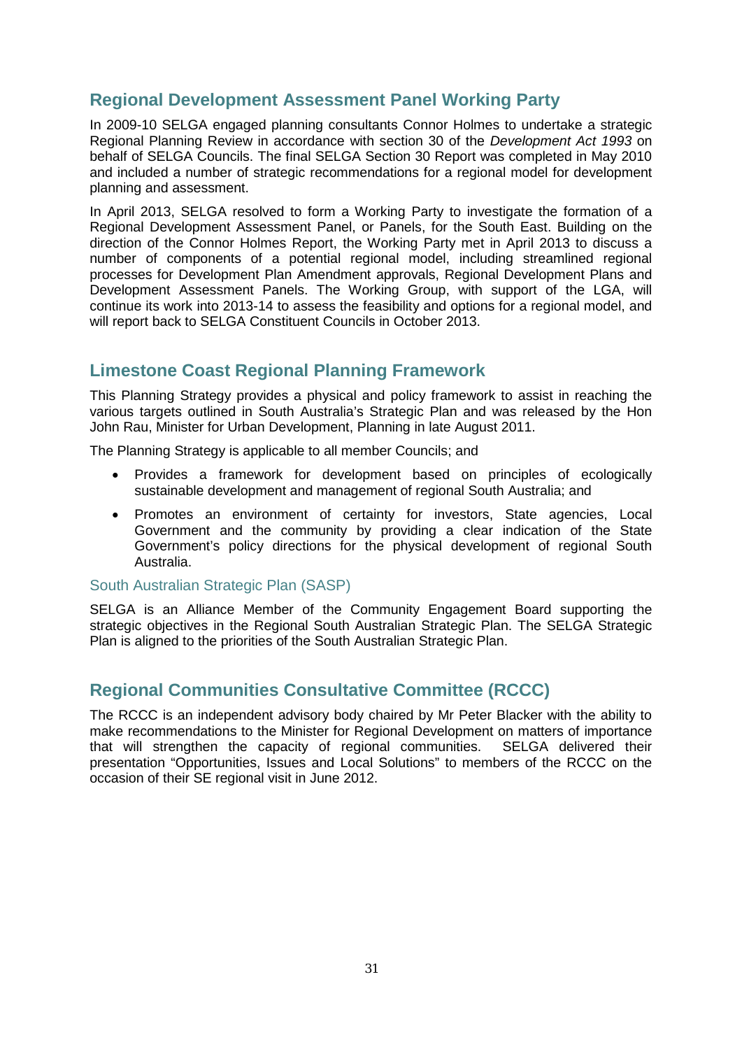## Regional Development Assessment Panel Working Party

In 2009-10 SELGA engaged planning consultants Connor Holmes to undertake a strategic Regional Planning Review in accordance with section 30 of the *Development Act 1993* on behalf of SELGA Councils. The final SELGA Section 30 Report was completed in May 2010 and included a number of strategic recommendations for a regional model for development planning and assessment.

In April 2013, SELGA resolved to form a Working Party to investigate the formation of a Regional Development Assessment Panel, or Panels, for the South East. Building on the direction of the Connor Holmes Report, the Working Party met in April 2013 to discuss a number of components of a potential regional model, including streamlined regional processes for Development Plan Amendment approvals, Regional Development Plans and Development Assessment Panels. The Working Group, with support of the LGA, will continue its work into 2013-14 to assess the feasibility and options for a regional model, and will report back to SELGA Constituent Councils in October 2013.

## Limestone Coast Regional Planning Framework

This Planning Strategy provides a physical and policy framework to assist in reaching the various targets outlined in South Australia's Strategic Plan and was released by the Hon John Rau, Minister for Urban Development, Planning in late August 2011.

The Planning Strategy is applicable to all member Councils; and

- Provides a framework for development based on principles of ecologically sustainable development and management of regional South Australia; and
- Promotes an environment of certainty for investors, State agencies, Local Government and the community by providing a clear indication of the State Government's policy directions for the physical development of regional South Australia.

### South Australian Strategic Plan (SASP)

SELGA is an Alliance Member of the Community Engagement Board supporting the strategic objectives in the Regional South Australian Strategic Plan. The SELGA Strategic Plan is aligned to the priorities of the South Australian Strategic Plan.

## Regional Communities Consultative Committee (RCCC)

The RCCC is an independent advisory body chaired by Mr Peter Blacker with the ability to make recommendations to the Minister for Regional Development on matters of importance that will strengthen the capacity of regional communities. SELGA delivered their presentation "Opportunities, Issues and Local Solutions" to members of the RCCC on the occasion of their SE regional visit in June 2012.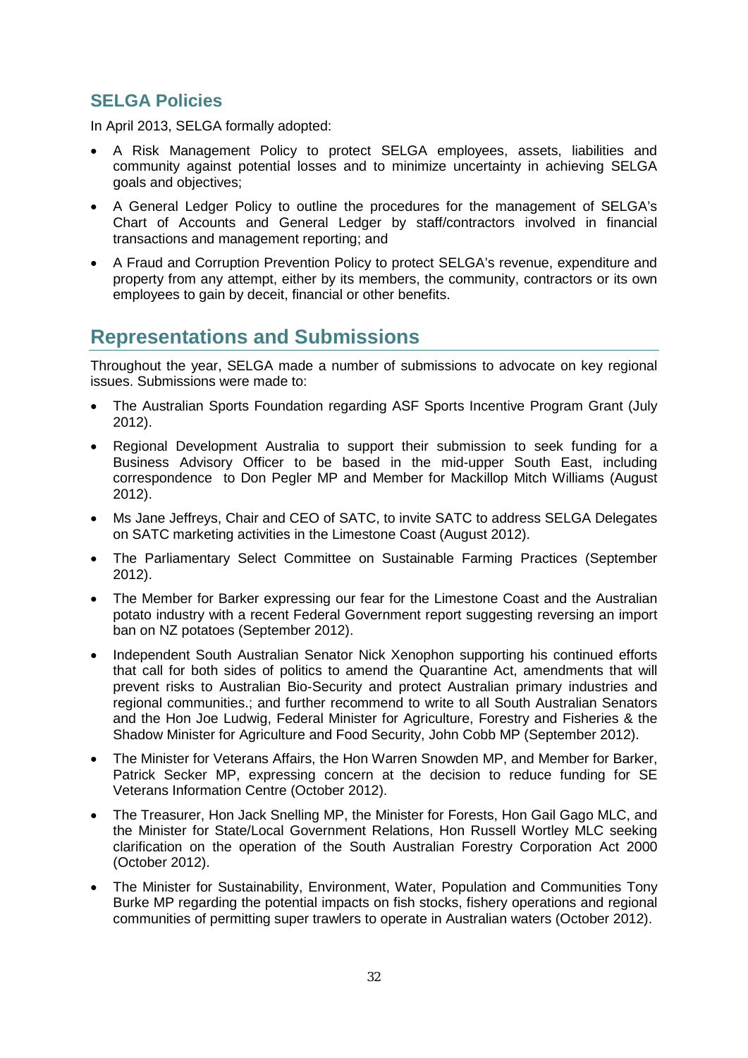## SELGA Policies

In April 2013, SELGA formally adopted:

- A Risk Management Policy to protect SELGA employees, assets, liabilities and community against potential losses and to minimize uncertainty in achieving SELGA goals and objectives;
- A General Ledger Policy to outline the procedures for the management of SELGA's Chart of Accounts and General Ledger by staff/contractors involved in financial transactions and management reporting; and
- A Fraud and Corruption Prevention Policy to protect SELGA's revenue, expenditure and property from any attempt, either by its members, the community, contractors or its own employees to gain by deceit, financial or other benefits.

# Representations and Submissions

Throughout the year, SELGA made a number of submissions to advocate on key regional issues. Submissions were made to:

- The Australian Sports Foundation regarding ASF Sports Incentive Program Grant (July 2012).
- Regional Development Australia to support their submission to seek funding for a Business Advisory Officer to be based in the mid-upper South East, including correspondence to Don Pegler MP and Member for Mackillop Mitch Williams (August 2012).
- Ms Jane Jeffreys, Chair and CEO of SATC, to invite SATC to address SELGA Delegates on SATC marketing activities in the Limestone Coast (August 2012).
- The Parliamentary Select Committee on Sustainable Farming Practices (September 2012).
- The Member for Barker expressing our fear for the Limestone Coast and the Australian potato industry with a recent Federal Government report suggesting reversing an import ban on NZ potatoes (September 2012).
- Independent South Australian Senator Nick Xenophon supporting his continued efforts that call for both sides of politics to amend the Quarantine Act, amendments that will prevent risks to Australian Bio-Security and protect Australian primary industries and regional communities.; and further recommend to write to all South Australian Senators and the Hon Joe Ludwig, Federal Minister for Agriculture, Forestry and Fisheries & the Shadow Minister for Agriculture and Food Security, John Cobb MP (September 2012).
- The Minister for Veterans Affairs, the Hon Warren Snowden MP, and Member for Barker, Patrick Secker MP, expressing concern at the decision to reduce funding for SE Veterans Information Centre (October 2012).
- The Treasurer, Hon Jack Snelling MP, the Minister for Forests, Hon Gail Gago MLC, and the Minister for State/Local Government Relations, Hon Russell Wortley MLC seeking clarification on the operation of the South Australian Forestry Corporation Act 2000 (October 2012).
- The Minister for Sustainability, Environment, Water, Population and Communities Tony Burke MP regarding the potential impacts on fish stocks, fishery operations and regional communities of permitting super trawlers to operate in Australian waters (October 2012).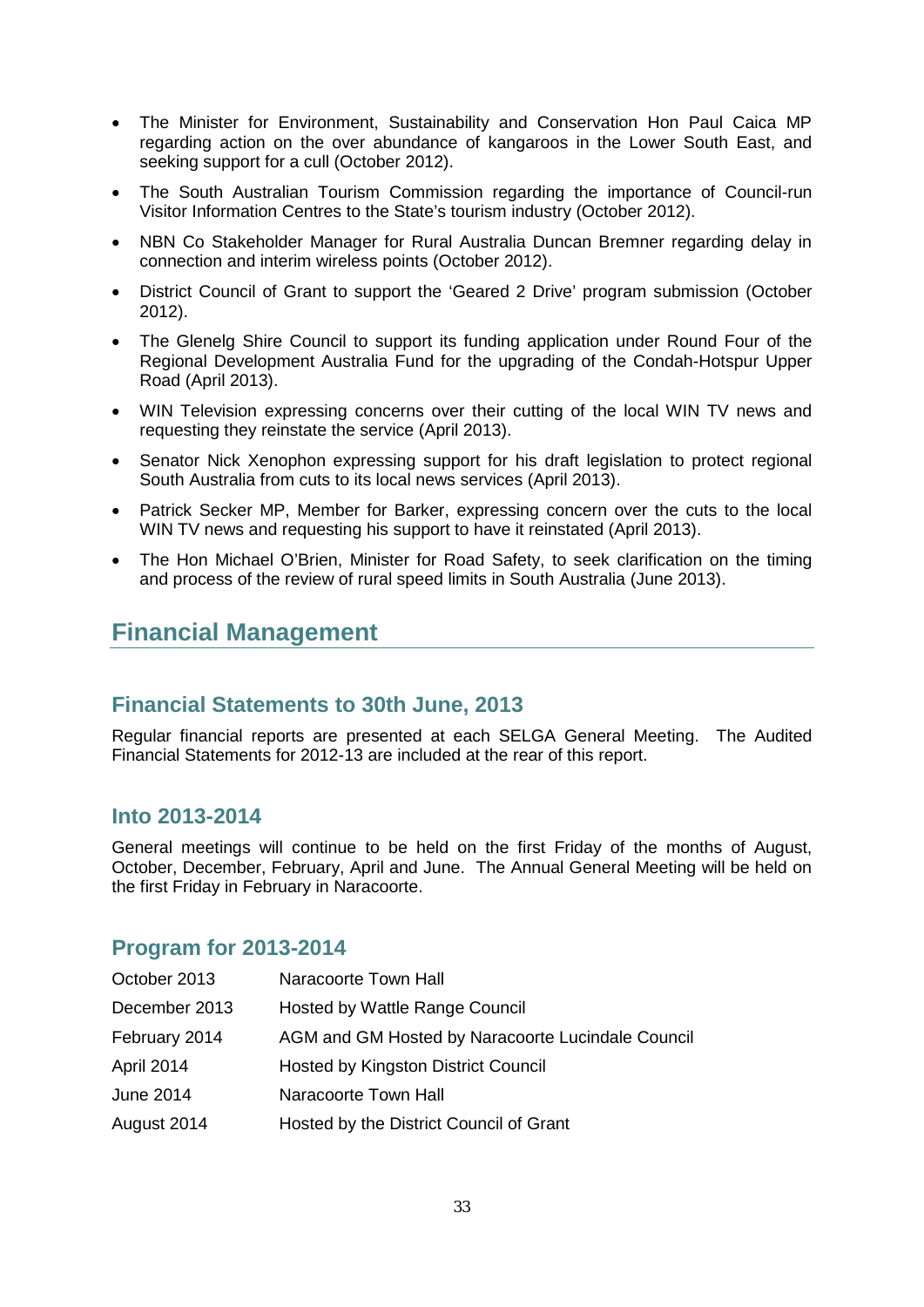- The Minister for Environment, Sustainability and Conservation Hon Paul Caica MP regarding action on the over abundance of kangaroos in the Lower South East, and seeking support for a cull (October 2012).
- The South Australian Tourism Commission regarding the importance of Council-run Visitor Information Centres to the State's tourism industry (October 2012).
- NBN Co Stakeholder Manager for Rural Australia Duncan Bremner regarding delay in connection and interim wireless points (October 2012).
- District Council of Grant to support the 'Geared 2 Drive' program submission (October 2012).
- The Glenelg Shire Council to support its funding application under Round Four of the Regional Development Australia Fund for the upgrading of the Condah-Hotspur Upper Road (April 2013).
- WIN Television expressing concerns over their cutting of the local WIN TV news and requesting they reinstate the service (April 2013).
- Senator Nick Xenophon expressing support for his draft legislation to protect regional South Australia from cuts to its local news services (April 2013).
- Patrick Secker MP, Member for Barker, expressing concern over the cuts to the local WIN TV news and requesting his support to have it reinstated (April 2013).
- The Hon Michael O'Brien, Minister for Road Safety, to seek clarification on the timing and process of the review of rural speed limits in South Australia (June 2013).

# Financial Management

## Financial Statements to 30th June, 2013

Regular financial reports are presented at each SELGA General Meeting. The Audited Financial Statements for 2012-13 are included at the rear of this report.

## Into 2013-2014

General meetings will continue to be held on the first Friday of the months of August, October, December, February, April and June. The Annual General Meeting will be held on the first Friday in February in Naracoorte.

## Program for 2013-2014

| | |
|---|---|
| October 2013 | Naracoorte Town Hall |
| December 2013 | Hosted by Wattle Range Council |
| February 2014 | AGM and GM Hosted by Naracoorte Lucindale Council |
| April 2014 | Hosted by Kingston District Council |
| June 2014 | Naracoorte Town Hall |
| August 2014 | Hosted by the District Council of Grant |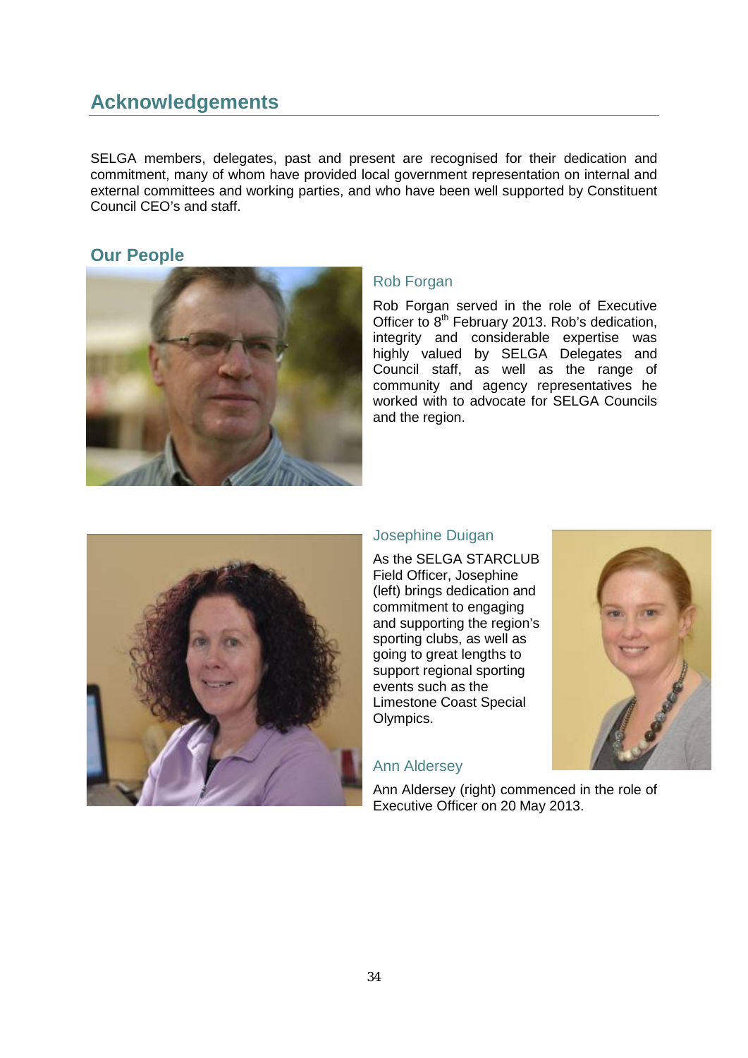## Acknowledgements

SELGA members, delegates, past and present are recognised for their dedication and commitment, many of whom have provided local government representation on internal and external committees and working parties, and who have been well supported by Constituent Council CEO's and staff.

### Our People

#### Rob Forgan

Rob Forgan served in the role of Executive Officer to 8th February 2013. Rob's dedication, integrity and considerable expertise was highly valued by SELGA Delegates and Council staff, as well as the range of community and agency representatives he worked with to advocate for SELGA Councils and the region.

#### Josephine Duigan

As the SELGA STARCLUB Field Officer, Josephine (left) brings dedication and commitment to engaging and supporting the region's sporting clubs, as well as going to great lengths to support regional sporting events such as the Limestone Coast Special Olympics.

#### Ann Aldersey

Ann Aldersey (right) commenced in the role of Executive Officer on 20 May 2013.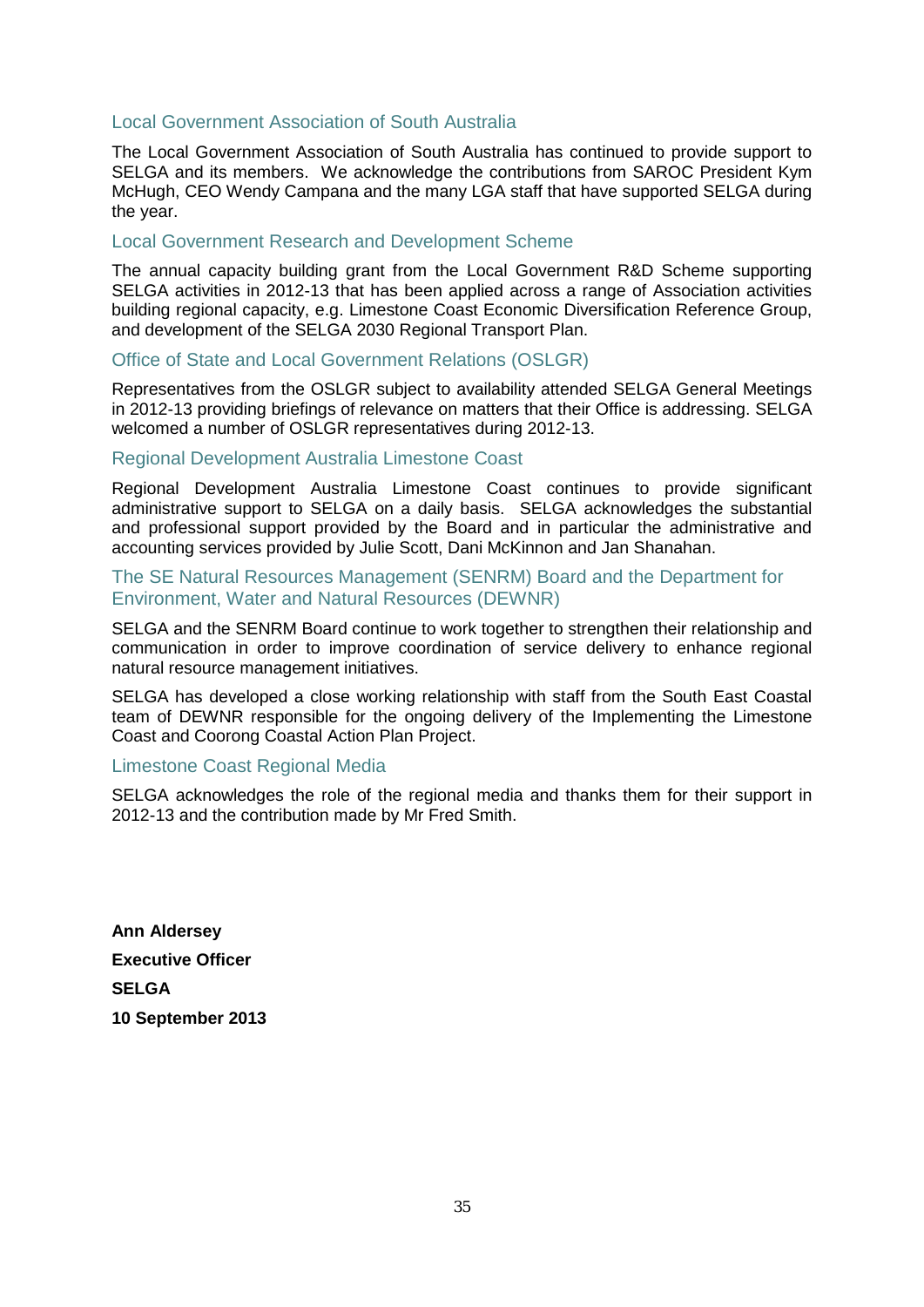### Local Government Association of South Australia

The Local Government Association of South Australia has continued to provide support to SELGA and its members. We acknowledge the contributions from SAROC President Kym McHugh, CEO Wendy Campana and the many LGA staff that have supported SELGA during the year.

### Local Government Research and Development Scheme

The annual capacity building grant from the Local Government R&D Scheme supporting SELGA activities in 2012-13 that has been applied across a range of Association activities building regional capacity, e.g. Limestone Coast Economic Diversification Reference Group, and development of the SELGA 2030 Regional Transport Plan.

### Office of State and Local Government Relations (OSLGR)

Representatives from the OSLGR subject to availability attended SELGA General Meetings in 2012-13 providing briefings of relevance on matters that their Office is addressing. SELGA welcomed a number of OSLGR representatives during 2012-13.

### Regional Development Australia Limestone Coast

Regional Development Australia Limestone Coast continues to provide significant administrative support to SELGA on a daily basis. SELGA acknowledges the substantial and professional support provided by the Board and in particular the administrative and accounting services provided by Julie Scott, Dani McKinnon and Jan Shanahan.

### The SE Natural Resources Management (SENRM) Board and the Department for Environment, Water and Natural Resources (DEWNR)

SELGA and the SENRM Board continue to work together to strengthen their relationship and communication in order to improve coordination of service delivery to enhance regional natural resource management initiatives.

SELGA has developed a close working relationship with staff from the South East Coastal team of DEWNR responsible for the ongoing delivery of the Implementing the Limestone Coast and Coorong Coastal Action Plan Project.

### Limestone Coast Regional Media

SELGA acknowledges the role of the regional media and thanks them for their support in 2012-13 and the contribution made by Mr Fred Smith.

**Ann Aldersey**

**Executive Officer**

**SELGA**

**10 September 2013**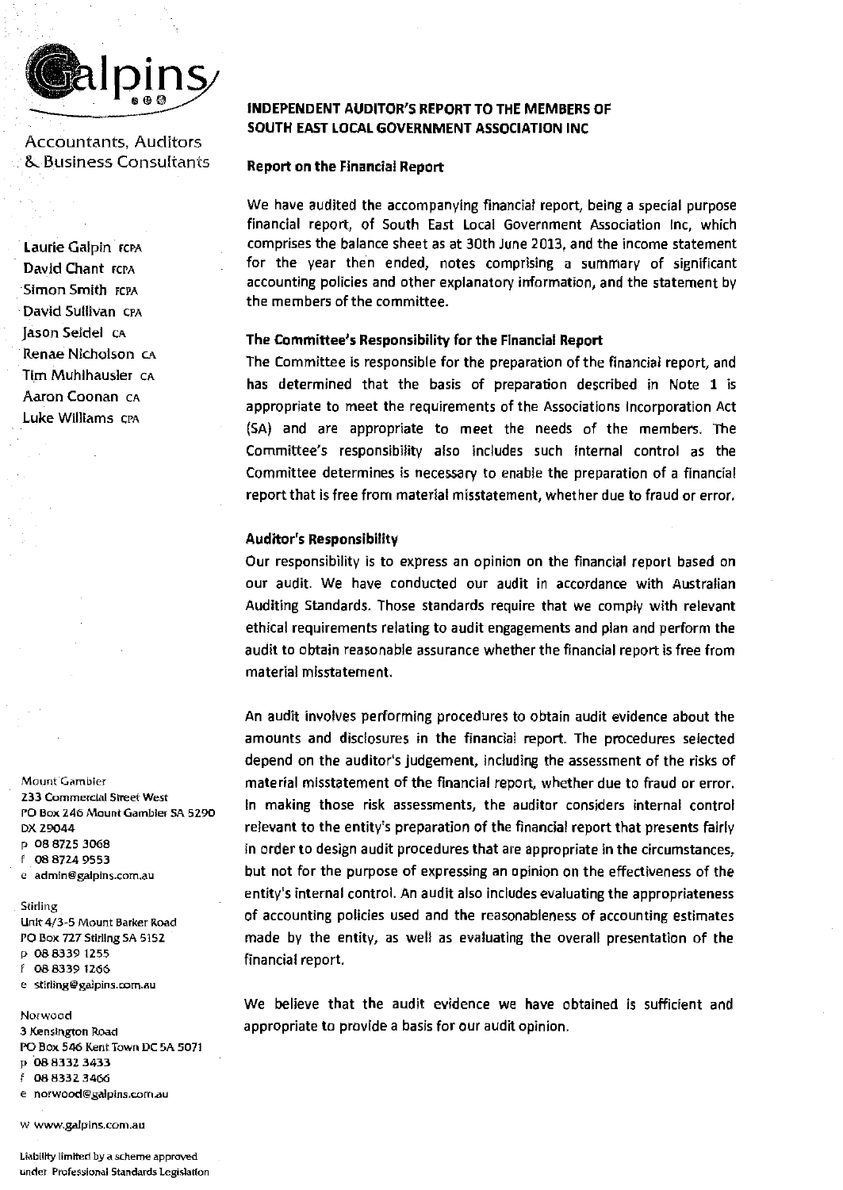Galpins

Accountants, Auditors & Business Consultants

Laurie Galpin FCPA
David Chant FCPA
Simon Smith FCPA
David Sullivan CPA
Jason Seidel CA
Renae Nicholson CA
Tim Muhlhausler CA
Aaron Coonan CA
Luke Williams CPA

## INDEPENDENT AUDITOR'S REPORT TO THE MEMBERS OF SOUTH EAST LOCAL GOVERNMENT ASSOCIATION INC

### Report on the Financial Report

We have audited the accompanying financial report, being a special purpose financial report, of South East Local Government Association Inc, which comprises the balance sheet as at 30th June 2013, and the income statement for the year then ended, notes comprising a summary of significant accounting policies and other explanatory information, and the statement by the members of the committee.

### The Committee's Responsibility for the Financial Report

The Committee is responsible for the preparation of the financial report, and has determined that the basis of preparation described in Note **1** is appropriate to meet the requirements of the Associations Incorporation Act (SA) and are appropriate to meet the needs of the members. The Committee's responsibility also includes such internal control as the Committee determines is necessary to enable the preparation of a financial report that is free from material misstatement, whether due to fraud or error.

### Auditor's Responsibility

Our responsibility is to express an opinion on the financial report based on our audit. We have conducted our audit in accordance with Australian Auditing Standards. Those standards require that we comply with relevant ethical requirements relating to audit engagements and plan and perform the audit to obtain reasonable assurance whether the financial report is free from material misstatement.

An audit involves performing procedures to obtain audit evidence about the amounts and disclosures in the financial report. The procedures selected depend on the auditor's judgement, including the assessment of the risks of material misstatement of the financial report, whether due to fraud or error. In making those risk assessments, the auditor considers internal control relevant to the entity's preparation of the financial report that presents fairly in order to design audit procedures that are appropriate in the circumstances, but not for the purpose of expressing an opinion on the effectiveness of the entity's internal control. An audit also includes evaluating the appropriateness of accounting policies used and the reasonableness of accounting estimates made by the entity, as well as evaluating the overall presentation of the financial report.

We believe that the audit evidence we have obtained is sufficient and appropriate to provide a basis for our audit opinion.

Mount Gambier
233 Commercial Street West
PO Box 246 Mount Gambier SA 5290
DX 29044
p 08 8725 3068
f 08 8724 9553
e admin@galpins.com.au

Stirling
Unit 4/3-5 Mount Barker Road
PO Box 727 Stirling SA 5152
p 08 8339 1255
f 08 8339 1266
e stirling@galpins.com.au

Norwood
3 Kensington Road
PO Box 546 Kent Town DC SA 5071
p 08 8332 3433
f 08 8332 3466
e norwood@galpins.com.au

w www.galpins.com.au

Liability limited by a scheme approved under Professional Standards Legislation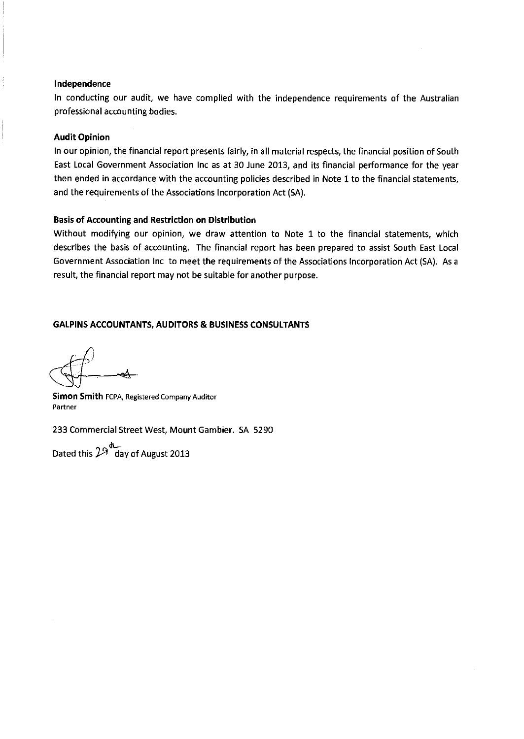**Independence**

In conducting our audit, we have complied with the independence requirements of the Australian professional accounting bodies.

**Audit Opinion**

In our opinion, the financial report presents fairly, in all material respects, the financial position of South East Local Government Association Inc as at 30 June 2013, and its financial performance for the year then ended in accordance with the accounting policies described in Note 1 to the financial statements, and the requirements of the Associations Incorporation Act (SA).

**Basis of Accounting and Restriction on Distribution**

Without modifying our opinion, we draw attention to Note 1 to the financial statements, which describes the basis of accounting. The financial report has been prepared to assist South East Local Government Association Inc to meet the requirements of the Associations Incorporation Act (SA). As a result, the financial report may not be suitable for another purpose.

**GALPINS ACCOUNTANTS, AUDITORS & BUSINESS CONSULTANTS**

**Simon Smith** FCPA, Registered Company Auditor
Partner

233 Commercial Street West, Mount Gambier. SA 5290

Dated this 29th day of August 2013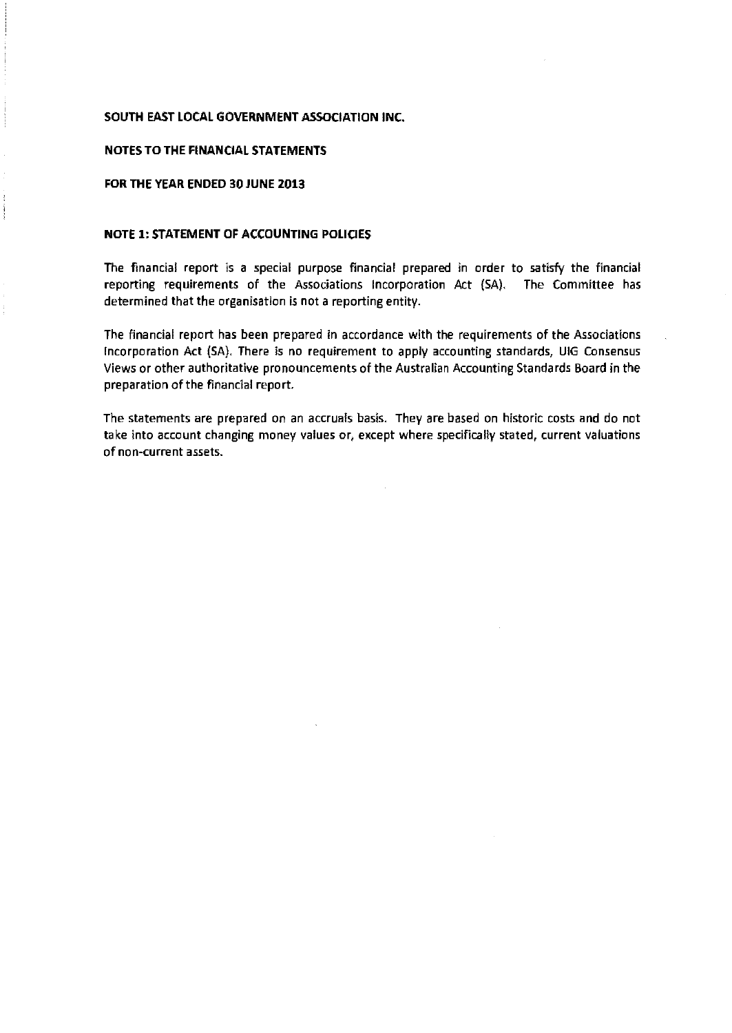**SOUTH EAST LOCAL GOVERNMENT ASSOCIATION INC.**

**NOTES TO THE FINANCIAL STATEMENTS**

**FOR THE YEAR ENDED 30 JUNE 2013**

## NOTE 1: STATEMENT OF ACCOUNTING POLICIES

The financial report is a special purpose financial prepared in order to satisfy the financial reporting requirements of the Associations Incorporation Act (SA). The Committee has determined that the organisation is not a reporting entity.

The financial report has been prepared in accordance with the requirements of the Associations Incorporation Act (SA). There is no requirement to apply accounting standards, UIG Consensus Views or other authoritative pronouncements of the Australian Accounting Standards Board in the preparation of the financial report.

The statements are prepared on an accruals basis. They are based on historic costs and do not take into account changing money values or, except where specifically stated, current valuations of non-current assets.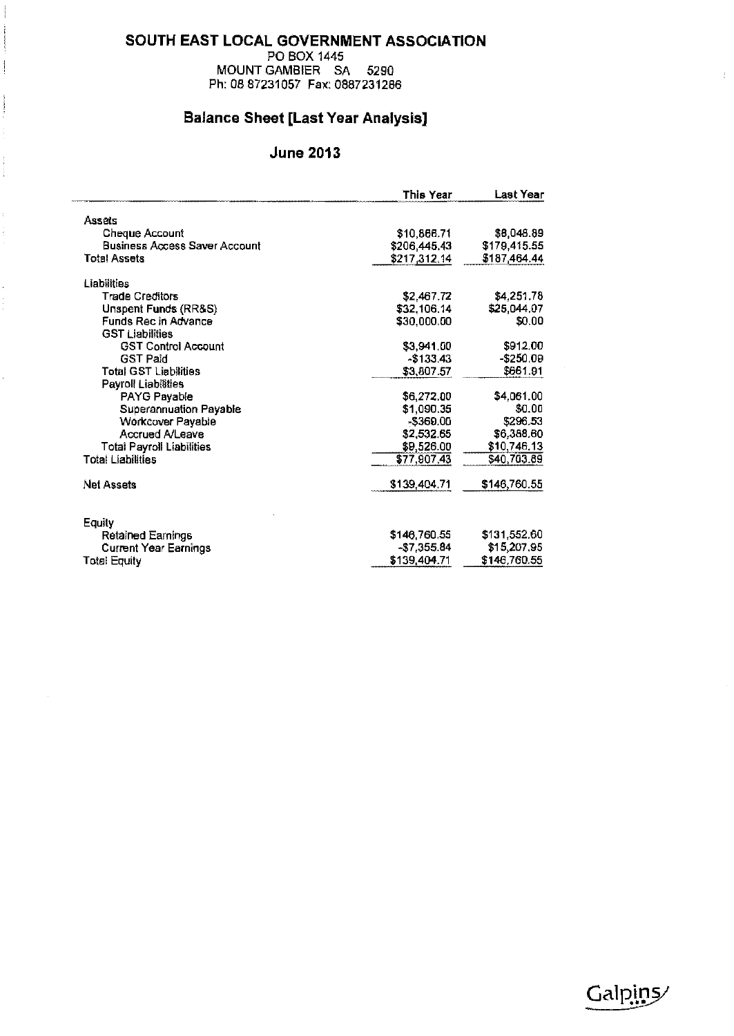# SOUTH EAST LOCAL GOVERNMENT ASSOCIATION

PO BOX 1445
MOUNT GAMBIER SA 5290
Ph: 08 87231057 Fax: 0887231286

## Balance Sheet [Last Year Analysis]

## June 2013

| | This Year | Last Year |
|---|---|---|
| Assets | | |
| Cheque Account | $10,866.71 | $8,048.89 |
| Business Access Saver Account | $206,445.43 | $179,415.55 |
| Total Assets | $217,312.14 | $187,464.44 |
| Liabilities | | |
| Trade Creditors | $2,467.72 | $4,251.78 |
| Unspent Funds (RR&S) | $32,106.14 | $25,044.07 |
| Funds Rec in Advance | $30,000.00 | $0.00 |
| GST Liabilities | | |
| GST Control Account | $3,941.00 | $912.00 |
| GST Paid | -$133.43 | -$250.09 |
| Total GST Liabilities | $3,807.57 | $661.91 |
| Payroll Liabilities | | |
| PAYG Payable | $6,272.00 | $4,061.00 |
| Superannuation Payable | $1,090.35 | $0.00 |
| Workcover Payable | -$369.00 | $296.53 |
| Accrued A/Leave | $2,532.65 | $6,388.60 |
| Total Payroll Liabilities | $9,526.00 | $10,746.13 |
| Total Liabilities | $77,907.43 | $40,703.89 |
| Net Assets | $139,404.71 | $146,760.55 |
| Equity | | |
| Retained Earnings | $146,760.55 | $131,552.60 |
| Current Year Earnings | -$7,355.84 | $15,207.95 |
| Total Equity | $139,404.71 | $146,760.55 |

Galpins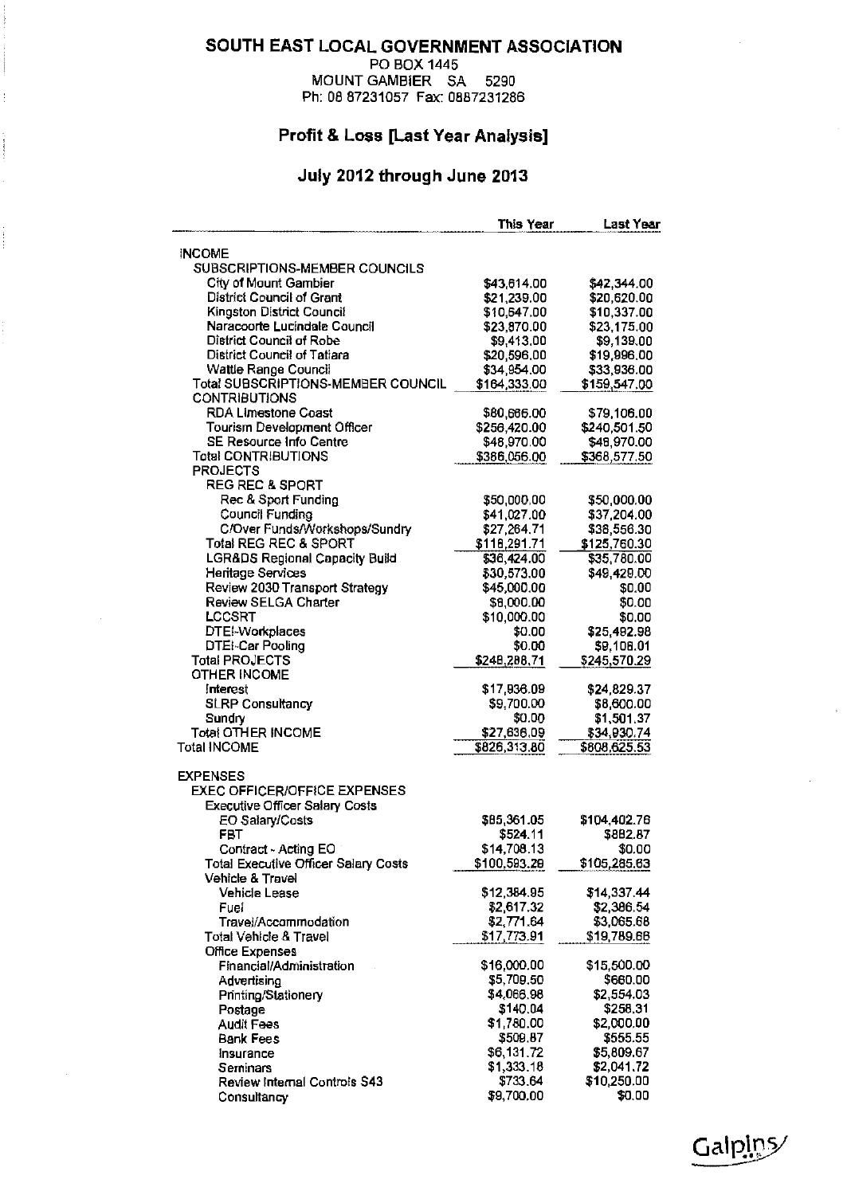# SOUTH EAST LOCAL GOVERNMENT ASSOCIATION

PO BOX 1445
MOUNT GAMBIER SA 5290
Ph: 08 87231057 Fax: 0887231286

## Profit & Loss [Last Year Analysis]

### July 2012 through June 2013

| | This Year | Last Year |
|---|---|---|
| INCOME | | |
| SUBSCRIPTIONS-MEMBER COUNCILS | | |
| City of Mount Gambier | $43,614.00 | $42,344.00 |
| District Council of Grant | $21,239.00 | $20,620.00 |
| Kingston District Council | $10,547.00 | $10,337.00 |
| Naracoorte Lucindale Council | $23,870.00 | $23,175.00 |
| District Council of Robe | $9,413.00 | $9,139.00 |
| District Council of Tatiara | $20,596.00 | $19,996.00 |
| Wattle Range Council | $34,954.00 | $33,936.00 |
| Total SUBSCRIPTIONS-MEMBER COUNCIL | $164,333.00 | $159,547.00 |
| CONTRIBUTIONS | | |
| RDA Limestone Coast | $80,666.00 | $79,106.00 |
| Tourism Development Officer | $256,420.00 | $240,501.50 |
| SE Resource Info Centre | $48,970.00 | $48,970.00 |
| Total CONTRIBUTIONS | $386,056.00 | $368,577.50 |
| PROJECTS | | |
| REG REC & SPORT | | |
| Rec & Sport Funding | $50,000.00 | $50,000.00 |
| Council Funding | $41,027.00 | $37,204.00 |
| C/Over Funds/Workshops/Sundry | $27,264.71 | $38,556.30 |
| Total REG REC & SPORT | $118,291.71 | $125,760.30 |
| LGR&DS Regional Capacity Build | $36,424.00 | $35,780.00 |
| Heritage Services | $30,573.00 | $49,429.00 |
| Review 2030 Transport Strategy | $45,000.00 | $0.00 |
| Review SELGA Charter | $8,000.00 | $0.00 |
| LCCSRT | $10,000.00 | $0.00 |
| DTEI-Workplaces | $0.00 | $25,492.98 |
| DTEI-Car Pooling | $0.00 | $9,108.01 |
| Total PROJECTS | $248,288.71 | $245,570.29 |
| OTHER INCOME | | |
| Interest | $17,936.09 | $24,829.37 |
| SLRP Consultancy | $9,700.00 | $8,600.00 |
| Sundry | $0.00 | $1,501.37 |
| Total OTHER INCOME | $27,636.09 | $34,930.74 |
| Total INCOME | $826,313.80 | $808,625.53 |
| EXPENSES | | |
| EXEC OFFICER/OFFICE EXPENSES | | |
| Executive Officer Salary Costs | | |
| EO Salary/Costs | $85,361.05 | $104,402.76 |
| FBT | $524.11 | $882.87 |
| Contract - Acting EO | $14,708.13 | $0.00 |
| Total Executive Officer Salary Costs | $100,593.29 | $105,285.63 |
| Vehicle & Travel | | |
| Vehicle Lease | $12,384.95 | $14,337.44 |
| Fuel | $2,617.32 | $2,386.54 |
| Travel/Accommodation | $2,771.64 | $3,065.68 |
| Total Vehicle & Travel | $17,773.91 | $19,789.66 |
| Office Expenses | | |
| Financial/Administration | $16,000.00 | $15,500.00 |
| Advertising | $5,709.50 | $660.00 |
| Printing/Stationery | $4,066.98 | $2,554.03 |
| Postage | $140.04 | $258.31 |
| Audit Fees | $1,780.00 | $2,000.00 |
| Bank Fees | $509.87 | $555.55 |
| Insurance | $6,131.72 | $5,809.67 |
| Seminars | $1,333.18 | $2,041.72 |
| Review Internal Controls S43 | $733.64 | $10,250.00 |
| Consultancy | $9,700.00 | $0.00 |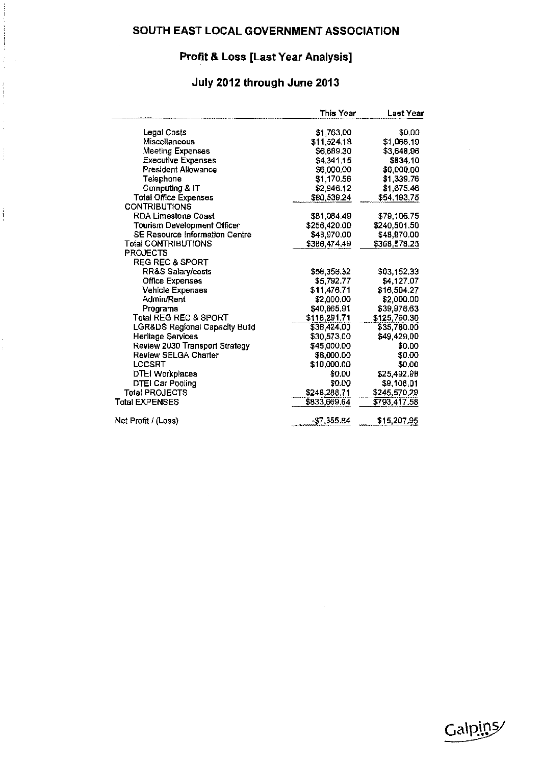# SOUTH EAST LOCAL GOVERNMENT ASSOCIATION

## Profit & Loss [Last Year Analysis]

## July 2012 through June 2013

| | This Year | Last Year |
|---|---|---|
| Legal Costs | $1,763.00 | $0.00 |
| Miscellaneous | $11,524.18 | $1,066.19 |
| Meeting Expenses | $6,689.30 | $3,648.96 |
| Executive Expenses | $4,341.15 | $834.10 |
| President Allowance | $6,000.00 | $6,000.00 |
| Telephone | $1,170.56 | $1,339.76 |
| Computing & IT | $2,946.12 | $1,675.46 |
| Total Office Expenses | $80,539.24 | $54,193.75 |
| CONTRIBUTIONS | | |
| RDA Limestone Coast | $81,084.49 | $79,106.75 |
| Tourism Development Officer | $256,420.00 | $240,501.50 |
| SE Resource Information Centre | $48,970.00 | $48,970.00 |
| Total CONTRIBUTIONS | $386,474.49 | $368,578.25 |
| PROJECTS | | |
| REG REC & SPORT | | |
| RR&S Salary/costs | $58,356.32 | $63,152.33 |
| Office Expenses | $5,792.77 | $4,127.07 |
| Vehicle Expenses | $11,476.71 | $16,504.27 |
| Admin/Rent | $2,000.00 | $2,000.00 |
| Programs | $40,665.91 | $39,976.63 |
| Total REG REC & SPORT | $118,291.71 | $125,760.30 |
| LGR&DS Regional Capacity Build | $36,424.00 | $35,780.00 |
| Heritage Services | $30,573.00 | $49,429.00 |
| Review 2030 Transport Strategy | $45,000.00 | $0.00 |
| Review SELGA Charter | $8,000.00 | $0.00 |
| LCCSRT | $10,000.00 | $0.00 |
| DTEI Workplaces | $0.00 | $25,492.98 |
| DTEI Car Pooling | $0.00 | $9,108.01 |
| Total PROJECTS | $248,288.71 | $245,570.29 |
| Total EXPENSES | $833,669.64 | $793,417.58 |
| Net Profit / (Loss) | -$7,355.84 | $15,207.95 |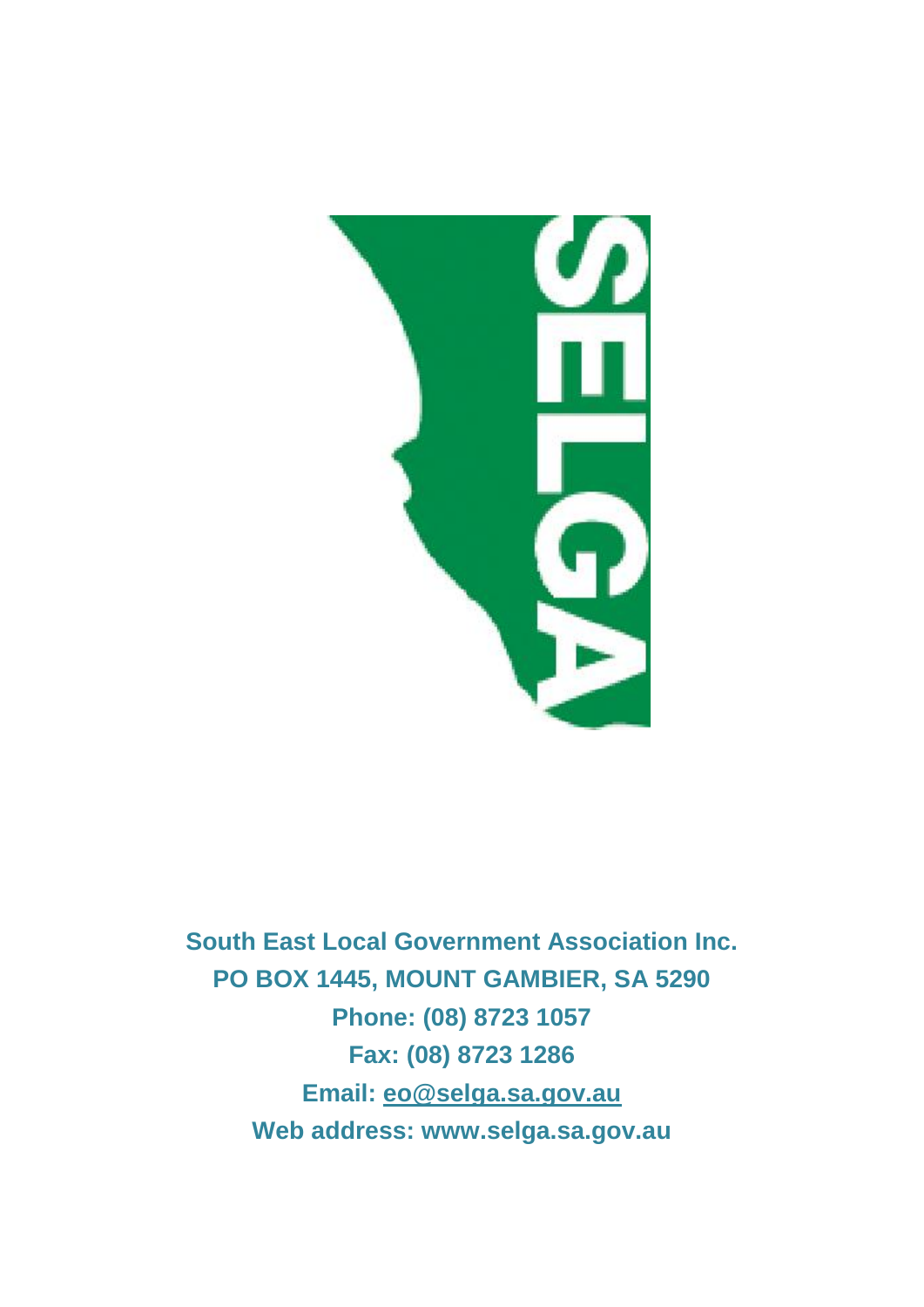**South East Local Government Association Inc.**
**PO BOX 1445, MOUNT GAMBIER, SA 5290**
**Phone: (08) 8723 1057**
**Fax: (08) 8723 1286**
**Email: eo@selga.sa.gov.au**
**Web address: www.selga.sa.gov.au**